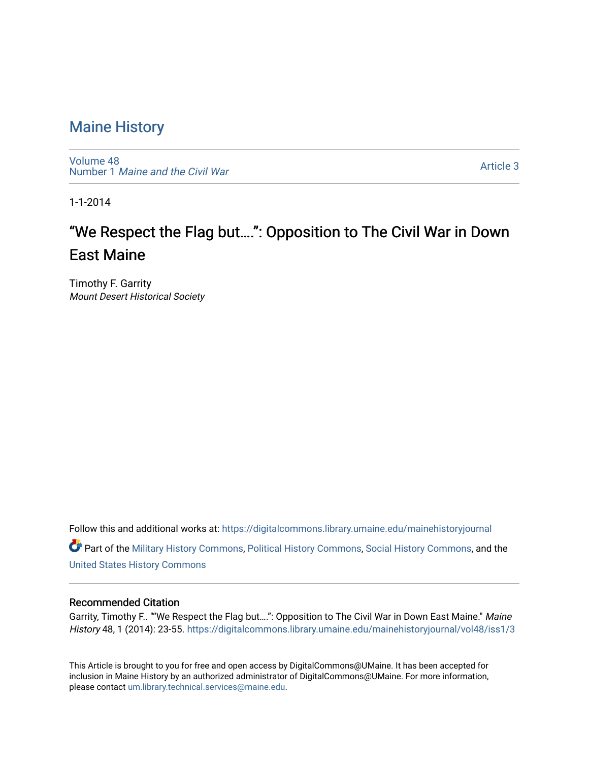# Maine History

Volume 48
Number 1 *Maine and the Civil War*

Article 3

1-1-2014

## "We Respect the Flag but….": Opposition to The Civil War in Down East Maine

Timothy F. Garrity
*Mount Desert Historical Society*

Follow this and additional works at: https://digitalcommons.library.umaine.edu/mainehistoryjournal

Part of the Military History Commons, Political History Commons, Social History Commons, and the United States History Commons

### Recommended Citation

Garrity, Timothy F.. ""We Respect the Flag but….": Opposition to The Civil War in Down East Maine." *Maine History* 48, 1 (2014): 23-55. https://digitalcommons.library.umaine.edu/mainehistoryjournal/vol48/iss1/3

This Article is brought to you for free and open access by DigitalCommons@UMaine. It has been accepted for inclusion in Maine History by an authorized administrator of DigitalCommons@UMaine. For more information, please contact um.library.technical.services@maine.edu.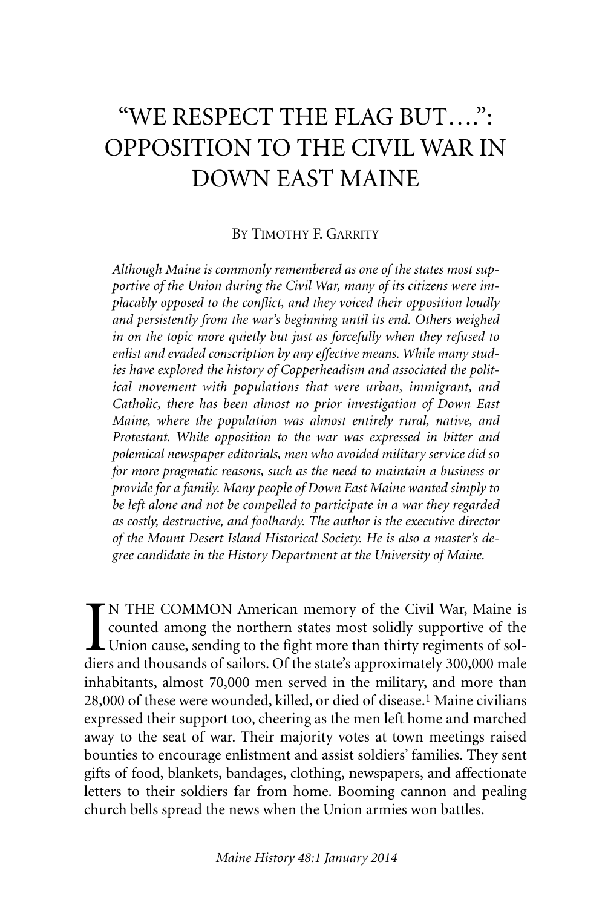# "WE RESPECT THE FLAG BUT….": OPPOSITION TO THE CIVIL WAR IN DOWN EAST MAINE

BY TIMOTHY F. GARRITY

*Although Maine is commonly remembered as one of the states most supportive of the Union during the Civil War, many of its citizens were implacably opposed to the conflict, and they voiced their opposition loudly and persistently from the war's beginning until its end. Others weighed in on the topic more quietly but just as forcefully when they refused to enlist and evaded conscription by any effective means. While many studies have explored the history of Copperheadism and associated the political movement with populations that were urban, immigrant, and Catholic, there has been almost no prior investigation of Down East Maine, where the population was almost entirely rural, native, and Protestant. While opposition to the war was expressed in bitter and polemical newspaper editorials, men who avoided military service did so for more pragmatic reasons, such as the need to maintain a business or provide for a family. Many people of Down East Maine wanted simply to be left alone and not be compelled to participate in a war they regarded as costly, destructive, and foolhardy. The author is the executive director of the Mount Desert Island Historical Society. He is also a master's degree candidate in the History Department at the University of Maine.*

IN THE COMMON American memory of the Civil War, Maine is counted among the northern states most solidly supportive of the Union cause, sending to the fight more than thirty regiments of soldiers and thousands of sailors. Of the state's approximately 300,000 male inhabitants, almost 70,000 men served in the military, and more than 28,000 of these were wounded, killed, or died of disease.[1] Maine civilians expressed their support too, cheering as the men left home and marched away to the seat of war. Their majority votes at town meetings raised bounties to encourage enlistment and assist soldiers' families. They sent gifts of food, blankets, bandages, clothing, newspapers, and affectionate letters to their soldiers far from home. Booming cannon and pealing church bells spread the news when the Union armies won battles.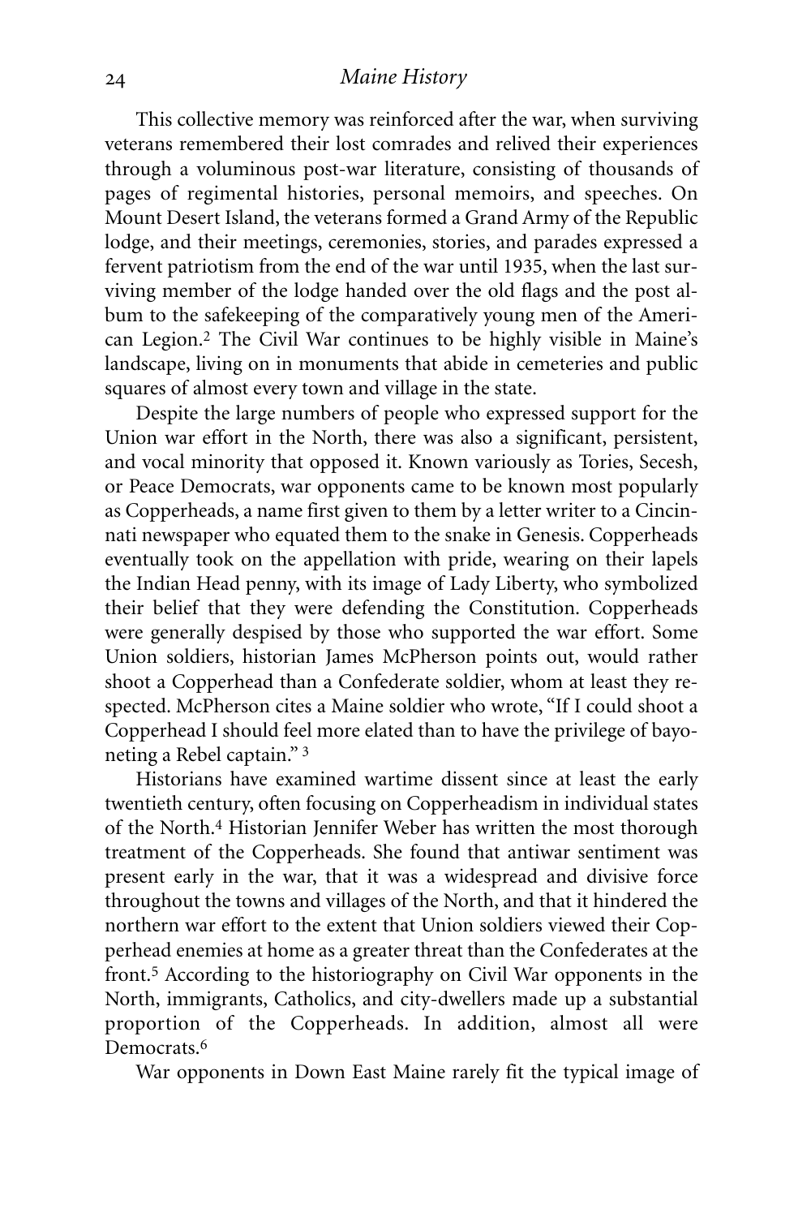This collective memory was reinforced after the war, when surviving veterans remembered their lost comrades and relived their experiences through a voluminous post-war literature, consisting of thousands of pages of regimental histories, personal memoirs, and speeches. On Mount Desert Island, the veterans formed a Grand Army of the Republic lodge, and their meetings, ceremonies, stories, and parades expressed a fervent patriotism from the end of the war until 1935, when the last surviving member of the lodge handed over the old flags and the post album to the safekeeping of the comparatively young men of the American Legion.[2] The Civil War continues to be highly visible in Maine's landscape, living on in monuments that abide in cemeteries and public squares of almost every town and village in the state.

Despite the large numbers of people who expressed support for the Union war effort in the North, there was also a significant, persistent, and vocal minority that opposed it. Known variously as Tories, Secesh, or Peace Democrats, war opponents came to be known most popularly as Copperheads, a name first given to them by a letter writer to a Cincinnati newspaper who equated them to the snake in Genesis. Copperheads eventually took on the appellation with pride, wearing on their lapels the Indian Head penny, with its image of Lady Liberty, who symbolized their belief that they were defending the Constitution. Copperheads were generally despised by those who supported the war effort. Some Union soldiers, historian James McPherson points out, would rather shoot a Copperhead than a Confederate soldier, whom at least they respected. McPherson cites a Maine soldier who wrote, "If I could shoot a Copperhead I should feel more elated than to have the privilege of bayoneting a Rebel captain." [3]

Historians have examined wartime dissent since at least the early twentieth century, often focusing on Copperheadism in individual states of the North.[4] Historian Jennifer Weber has written the most thorough treatment of the Copperheads. She found that antiwar sentiment was present early in the war, that it was a widespread and divisive force throughout the towns and villages of the North, and that it hindered the northern war effort to the extent that Union soldiers viewed their Copperhead enemies at home as a greater threat than the Confederates at the front.[5] According to the historiography on Civil War opponents in the North, immigrants, Catholics, and city-dwellers made up a substantial proportion of the Copperheads. In addition, almost all were Democrats.[6]

War opponents in Down East Maine rarely fit the typical image of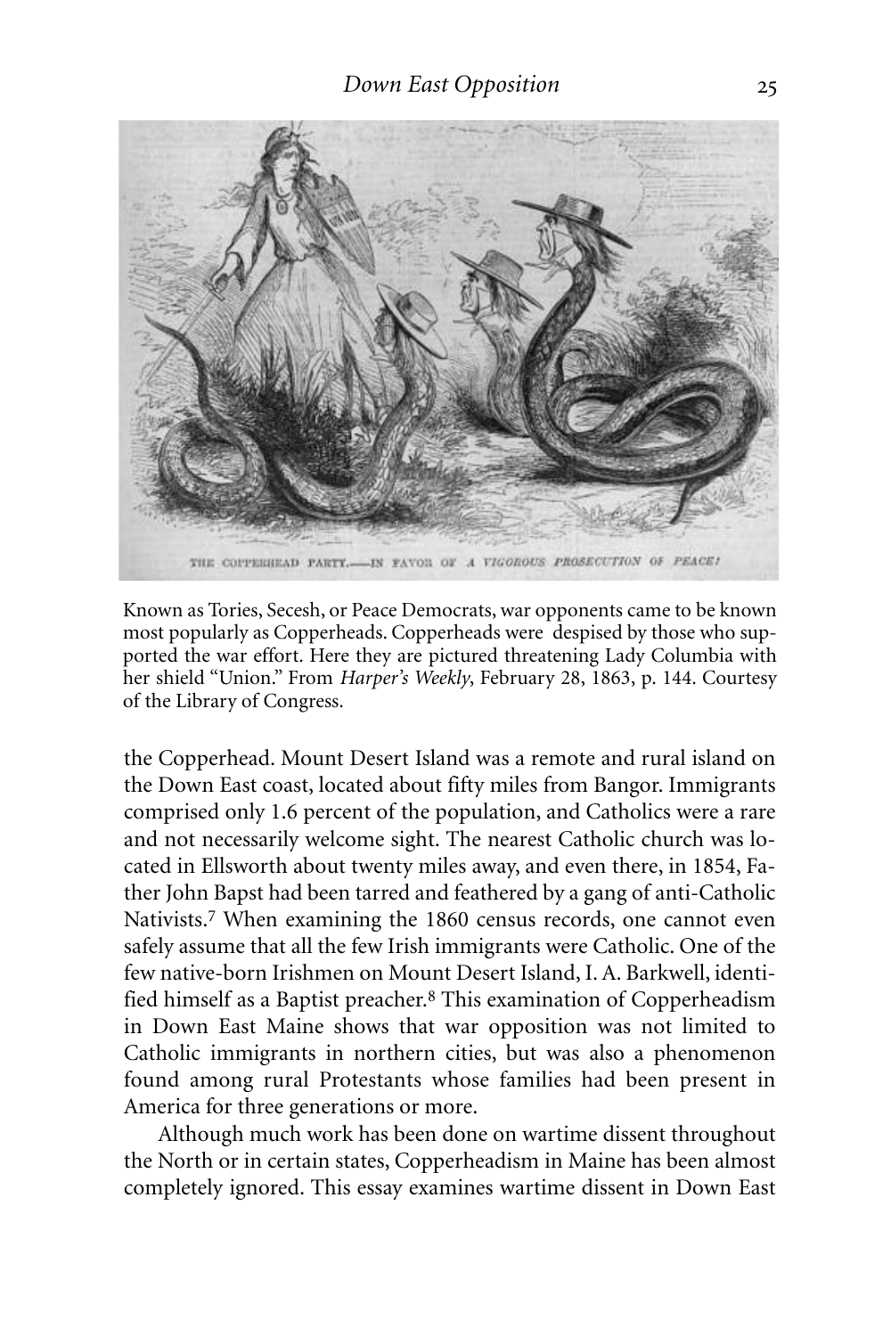THE COPPERHEAD PARTY.—IN FAVOR OF *A VIGOROUS PROSECUTION OF PEACE!*

Known as Tories, Secesh, or Peace Democrats, war opponents came to be known most popularly as Copperheads. Copperheads were despised by those who supported the war effort. Here they are pictured threatening Lady Columbia with her shield "Union." From *Harper's Weekly*, February 28, 1863, p. 144. Courtesy of the Library of Congress.

the Copperhead. Mount Desert Island was a remote and rural island on the Down East coast, located about fifty miles from Bangor. Immigrants comprised only 1.6 percent of the population, and Catholics were a rare and not necessarily welcome sight. The nearest Catholic church was located in Ellsworth about twenty miles away, and even there, in 1854, Father John Bapst had been tarred and feathered by a gang of anti-Catholic Nativists.[7] When examining the 1860 census records, one cannot even safely assume that all the few Irish immigrants were Catholic. One of the few native-born Irishmen on Mount Desert Island, I. A. Barkwell, identified himself as a Baptist preacher.[8] This examination of Copperheadism in Down East Maine shows that war opposition was not limited to Catholic immigrants in northern cities, but was also a phenomenon found among rural Protestants whose families had been present in America for three generations or more.

Although much work has been done on wartime dissent throughout the North or in certain states, Copperheadism in Maine has been almost completely ignored. This essay examines wartime dissent in Down East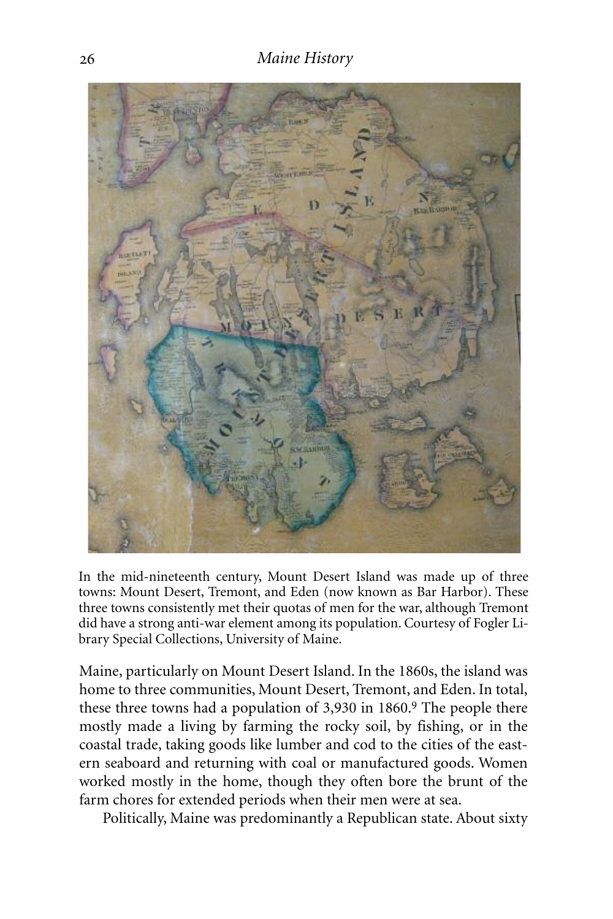In the mid-nineteenth century, Mount Desert Island was made up of three towns: Mount Desert, Tremont, and Eden (now known as Bar Harbor). These three towns consistently met their quotas of men for the war, although Tremont did have a strong anti-war element among its population. Courtesy of Fogler Library Special Collections, University of Maine.

Maine, particularly on Mount Desert Island. In the 1860s, the island was home to three communities, Mount Desert, Tremont, and Eden. In total, these three towns had a population of 3,930 in 1860.[9] The people there mostly made a living by farming the rocky soil, by fishing, or in the coastal trade, taking goods like lumber and cod to the cities of the eastern seaboard and returning with coal or manufactured goods. Women worked mostly in the home, though they often bore the brunt of the farm chores for extended periods when their men were at sea.

Politically, Maine was predominantly a Republican state. About sixty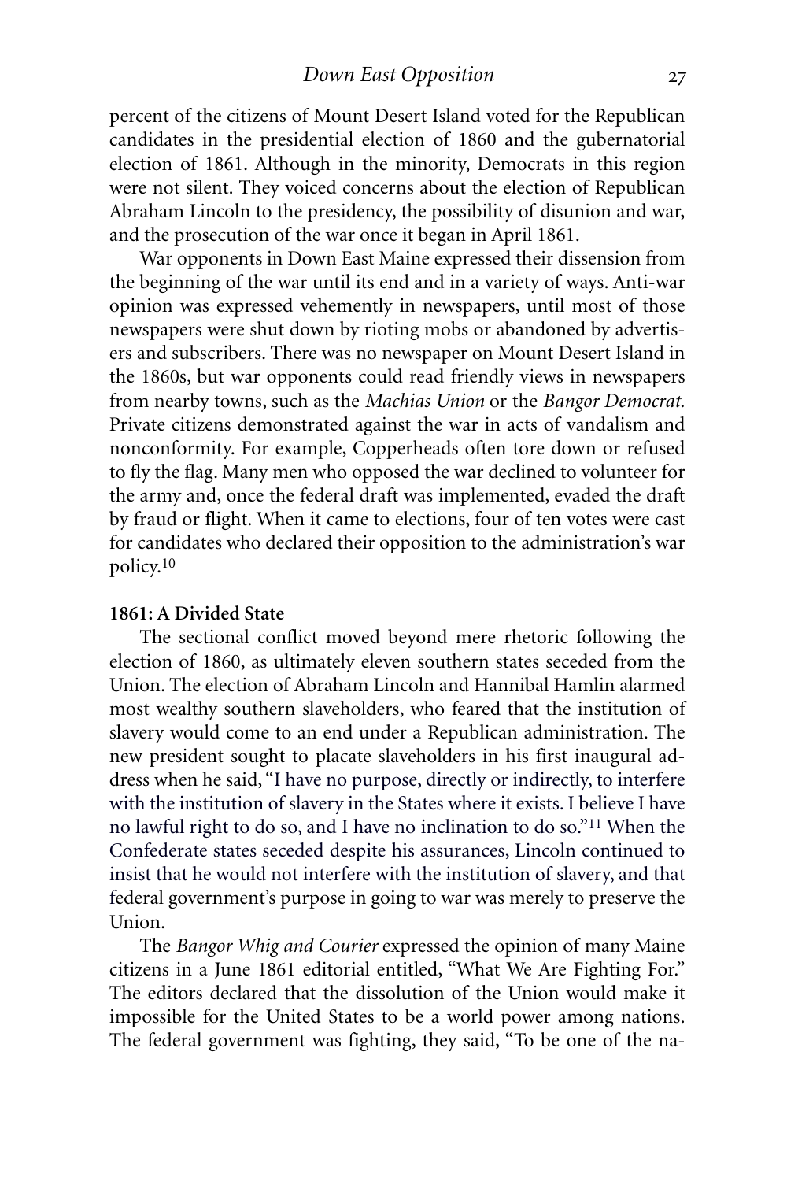percent of the citizens of Mount Desert Island voted for the Republican candidates in the presidential election of 1860 and the gubernatorial election of 1861. Although in the minority, Democrats in this region were not silent. They voiced concerns about the election of Republican Abraham Lincoln to the presidency, the possibility of disunion and war, and the prosecution of the war once it began in April 1861.

War opponents in Down East Maine expressed their dissension from the beginning of the war until its end and in a variety of ways. Anti-war opinion was expressed vehemently in newspapers, until most of those newspapers were shut down by rioting mobs or abandoned by advertisers and subscribers. There was no newspaper on Mount Desert Island in the 1860s, but war opponents could read friendly views in newspapers from nearby towns, such as the *Machias Union* or the *Bangor Democrat.* Private citizens demonstrated against the war in acts of vandalism and nonconformity. For example, Copperheads often tore down or refused to fly the flag. Many men who opposed the war declined to volunteer for the army and, once the federal draft was implemented, evaded the draft by fraud or flight. When it came to elections, four of ten votes were cast for candidates who declared their opposition to the administration's war policy.[10]

**1861: A Divided State**

The sectional conflict moved beyond mere rhetoric following the election of 1860, as ultimately eleven southern states seceded from the Union. The election of Abraham Lincoln and Hannibal Hamlin alarmed most wealthy southern slaveholders, who feared that the institution of slavery would come to an end under a Republican administration. The new president sought to placate slaveholders in his first inaugural address when he said, "I have no purpose, directly or indirectly, to interfere with the institution of slavery in the States where it exists. I believe I have no lawful right to do so, and I have no inclination to do so."[11] When the Confederate states seceded despite his assurances, Lincoln continued to insist that he would not interfere with the institution of slavery, and that federal government's purpose in going to war was merely to preserve the Union.

The *Bangor Whig and Courier* expressed the opinion of many Maine citizens in a June 1861 editorial entitled, "What We Are Fighting For." The editors declared that the dissolution of the Union would make it impossible for the United States to be a world power among nations. The federal government was fighting, they said, "To be one of the na-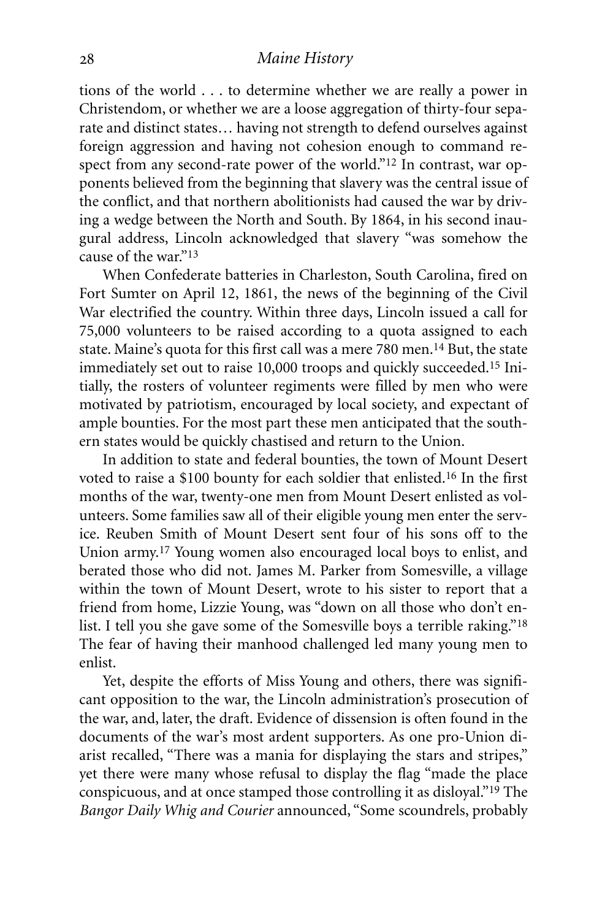tions of the world . . . to determine whether we are really a power in Christendom, or whether we are a loose aggregation of thirty-four separate and distinct states… having not strength to defend ourselves against foreign aggression and having not cohesion enough to command respect from any second-rate power of the world."[12] In contrast, war opponents believed from the beginning that slavery was the central issue of the conflict, and that northern abolitionists had caused the war by driving a wedge between the North and South. By 1864, in his second inaugural address, Lincoln acknowledged that slavery "was somehow the cause of the war."[13]

When Confederate batteries in Charleston, South Carolina, fired on Fort Sumter on April 12, 1861, the news of the beginning of the Civil War electrified the country. Within three days, Lincoln issued a call for 75,000 volunteers to be raised according to a quota assigned to each state. Maine's quota for this first call was a mere 780 men.[14] But, the state immediately set out to raise 10,000 troops and quickly succeeded.[15] Initially, the rosters of volunteer regiments were filled by men who were motivated by patriotism, encouraged by local society, and expectant of ample bounties. For the most part these men anticipated that the southern states would be quickly chastised and return to the Union.

In addition to state and federal bounties, the town of Mount Desert voted to raise a $100 bounty for each soldier that enlisted.[16] In the first months of the war, twenty-one men from Mount Desert enlisted as volunteers. Some families saw all of their eligible young men enter the service. Reuben Smith of Mount Desert sent four of his sons off to the Union army.[17] Young women also encouraged local boys to enlist, and berated those who did not. James M. Parker from Somesville, a village within the town of Mount Desert, wrote to his sister to report that a friend from home, Lizzie Young, was "down on all those who don't enlist. I tell you she gave some of the Somesville boys a terrible raking."[18] The fear of having their manhood challenged led many young men to enlist.

Yet, despite the efforts of Miss Young and others, there was significant opposition to the war, the Lincoln administration's prosecution of the war, and, later, the draft. Evidence of dissension is often found in the documents of the war's most ardent supporters. As one pro-Union diarist recalled, "There was a mania for displaying the stars and stripes," yet there were many whose refusal to display the flag "made the place conspicuous, and at once stamped those controlling it as disloyal."[19] The *Bangor Daily Whig and Courier* announced, "Some scoundrels, probably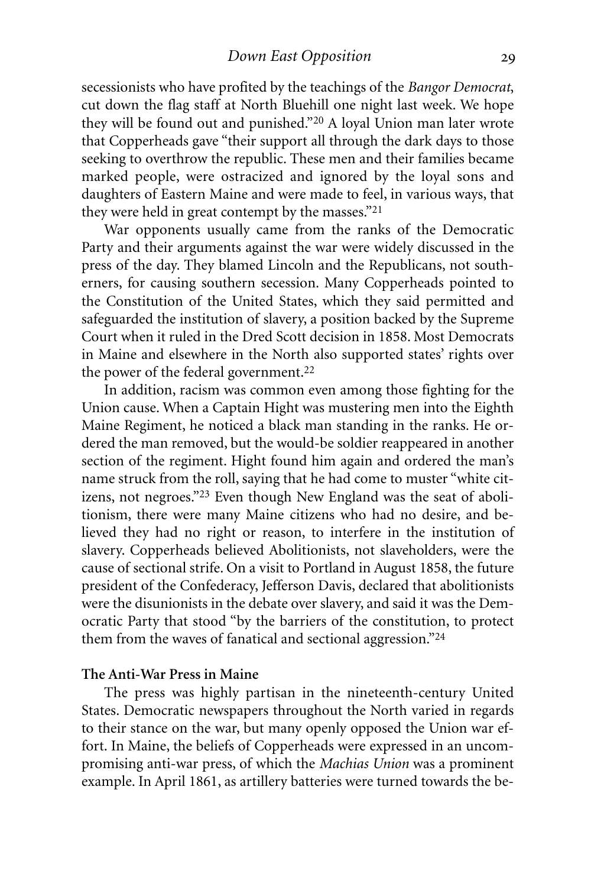secessionists who have profited by the teachings of the *Bangor Democrat*, cut down the flag staff at North Bluehill one night last week. We hope they will be found out and punished."[20] A loyal Union man later wrote that Copperheads gave "their support all through the dark days to those seeking to overthrow the republic. These men and their families became marked people, were ostracized and ignored by the loyal sons and daughters of Eastern Maine and were made to feel, in various ways, that they were held in great contempt by the masses."[21]

War opponents usually came from the ranks of the Democratic Party and their arguments against the war were widely discussed in the press of the day. They blamed Lincoln and the Republicans, not southerners, for causing southern secession. Many Copperheads pointed to the Constitution of the United States, which they said permitted and safeguarded the institution of slavery, a position backed by the Supreme Court when it ruled in the Dred Scott decision in 1858. Most Democrats in Maine and elsewhere in the North also supported states' rights over the power of the federal government.[22]

In addition, racism was common even among those fighting for the Union cause. When a Captain Hight was mustering men into the Eighth Maine Regiment, he noticed a black man standing in the ranks. He ordered the man removed, but the would-be soldier reappeared in another section of the regiment. Hight found him again and ordered the man's name struck from the roll, saying that he had come to muster "white citizens, not negroes."[23] Even though New England was the seat of abolitionism, there were many Maine citizens who had no desire, and believed they had no right or reason, to interfere in the institution of slavery. Copperheads believed Abolitionists, not slaveholders, were the cause of sectional strife. On a visit to Portland in August 1858, the future president of the Confederacy, Jefferson Davis, declared that abolitionists were the disunionists in the debate over slavery, and said it was the Democratic Party that stood "by the barriers of the constitution, to protect them from the waves of fanatical and sectional aggression."[24]

### The Anti-War Press in Maine

The press was highly partisan in the nineteenth-century United States. Democratic newspapers throughout the North varied in regards to their stance on the war, but many openly opposed the Union war effort. In Maine, the beliefs of Copperheads were expressed in an uncompromising anti-war press, of which the *Machias Union* was a prominent example. In April 1861, as artillery batteries were turned towards the be-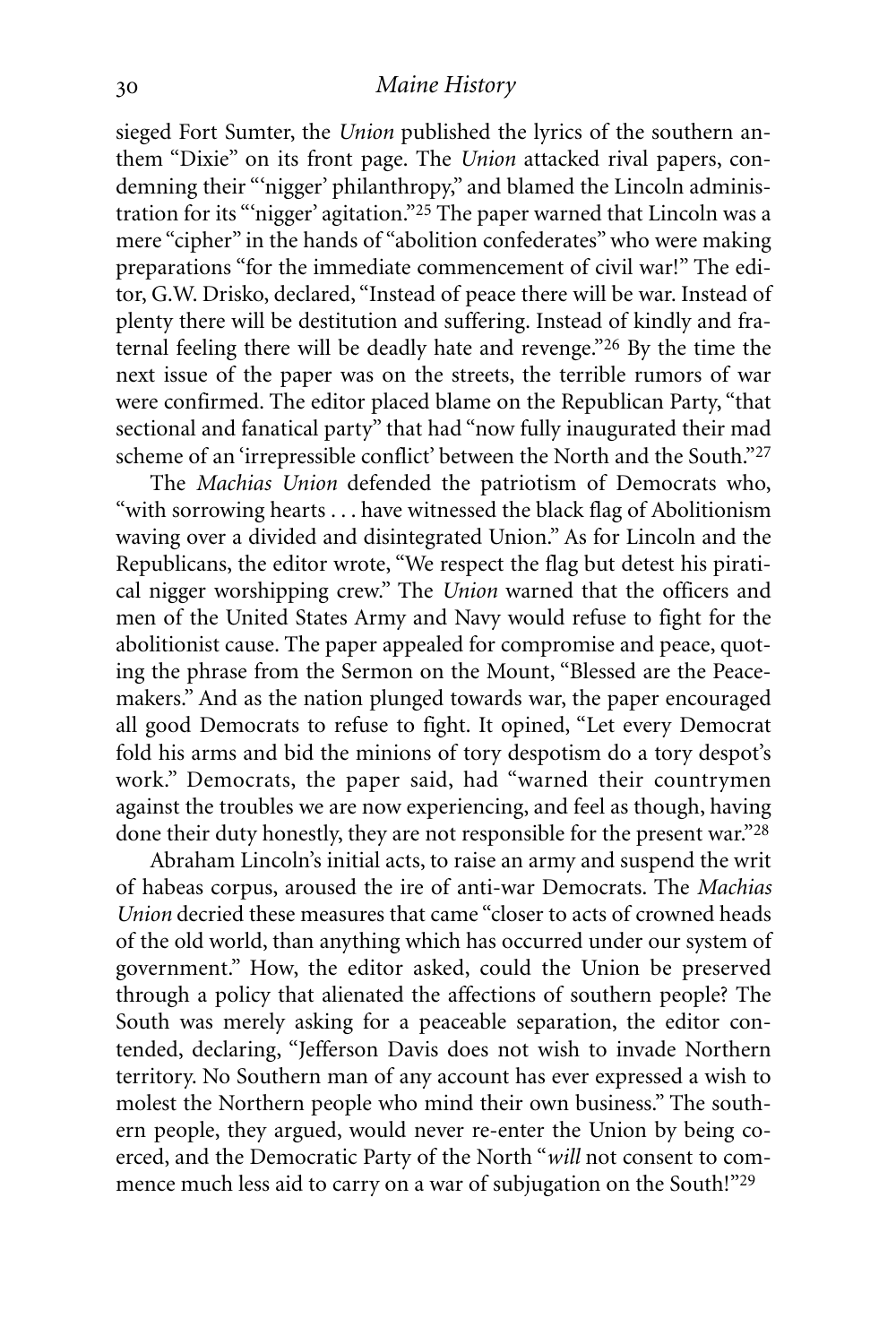sieged Fort Sumter, the *Union* published the lyrics of the southern anthem "Dixie" on its front page. The *Union* attacked rival papers, condemning their "'nigger' philanthropy," and blamed the Lincoln administration for its "'nigger' agitation."[25] The paper warned that Lincoln was a mere "cipher" in the hands of "abolition confederates" who were making preparations "for the immediate commencement of civil war!" The editor, G.W. Drisko, declared, "Instead of peace there will be war. Instead of plenty there will be destitution and suffering. Instead of kindly and fraternal feeling there will be deadly hate and revenge."[26] By the time the next issue of the paper was on the streets, the terrible rumors of war were confirmed. The editor placed blame on the Republican Party, "that sectional and fanatical party" that had "now fully inaugurated their mad scheme of an 'irrepressible conflict' between the North and the South."[27]

The *Machias Union* defended the patriotism of Democrats who, "with sorrowing hearts . . . have witnessed the black flag of Abolitionism waving over a divided and disintegrated Union." As for Lincoln and the Republicans, the editor wrote, "We respect the flag but detest his piratical nigger worshipping crew." The *Union* warned that the officers and men of the United States Army and Navy would refuse to fight for the abolitionist cause. The paper appealed for compromise and peace, quoting the phrase from the Sermon on the Mount, "Blessed are the Peacemakers." And as the nation plunged towards war, the paper encouraged all good Democrats to refuse to fight. It opined, "Let every Democrat fold his arms and bid the minions of tory despotism do a tory despot's work." Democrats, the paper said, had "warned their countrymen against the troubles we are now experiencing, and feel as though, having done their duty honestly, they are not responsible for the present war."[28]

Abraham Lincoln's initial acts, to raise an army and suspend the writ of habeas corpus, aroused the ire of anti-war Democrats. The *Machias Union* decried these measures that came "closer to acts of crowned heads of the old world, than anything which has occurred under our system of government." How, the editor asked, could the Union be preserved through a policy that alienated the affections of southern people? The South was merely asking for a peaceable separation, the editor contended, declaring, "Jefferson Davis does not wish to invade Northern territory. No Southern man of any account has ever expressed a wish to molest the Northern people who mind their own business." The southern people, they argued, would never re-enter the Union by being coerced, and the Democratic Party of the North "*will* not consent to commence much less aid to carry on a war of subjugation on the South!"[29]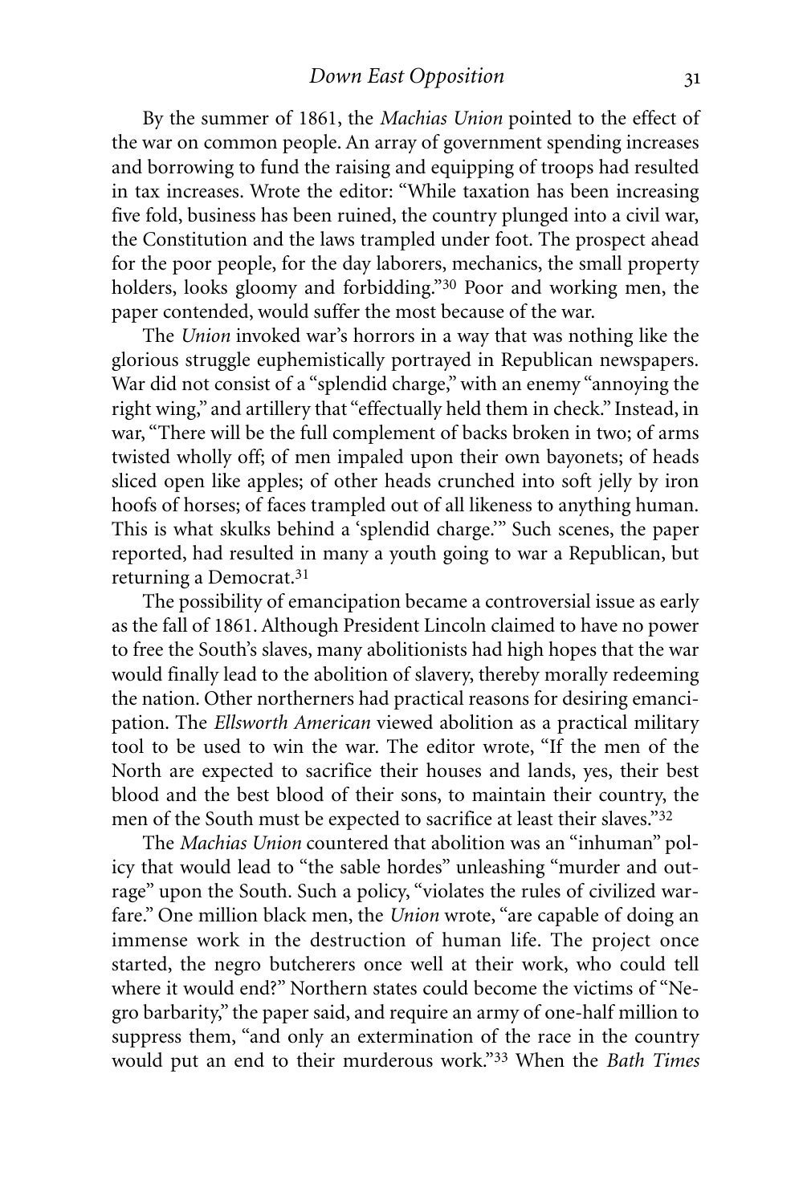By the summer of 1861, the *Machias Union* pointed to the effect of the war on common people. An array of government spending increases and borrowing to fund the raising and equipping of troops had resulted in tax increases. Wrote the editor: "While taxation has been increasing five fold, business has been ruined, the country plunged into a civil war, the Constitution and the laws trampled under foot. The prospect ahead for the poor people, for the day laborers, mechanics, the small property holders, looks gloomy and forbidding."[30] Poor and working men, the paper contended, would suffer the most because of the war.

The *Union* invoked war's horrors in a way that was nothing like the glorious struggle euphemistically portrayed in Republican newspapers. War did not consist of a "splendid charge," with an enemy "annoying the right wing," and artillery that "effectually held them in check." Instead, in war, "There will be the full complement of backs broken in two; of arms twisted wholly off; of men impaled upon their own bayonets; of heads sliced open like apples; of other heads crunched into soft jelly by iron hoofs of horses; of faces trampled out of all likeness to anything human. This is what skulks behind a 'splendid charge.'" Such scenes, the paper reported, had resulted in many a youth going to war a Republican, but returning a Democrat.[31]

The possibility of emancipation became a controversial issue as early as the fall of 1861. Although President Lincoln claimed to have no power to free the South's slaves, many abolitionists had high hopes that the war would finally lead to the abolition of slavery, thereby morally redeeming the nation. Other northerners had practical reasons for desiring emancipation. The *Ellsworth American* viewed abolition as a practical military tool to be used to win the war. The editor wrote, "If the men of the North are expected to sacrifice their houses and lands, yes, their best blood and the best blood of their sons, to maintain their country, the men of the South must be expected to sacrifice at least their slaves."[32]

The *Machias Union* countered that abolition was an "inhuman" policy that would lead to "the sable hordes" unleashing "murder and outrage" upon the South. Such a policy, "violates the rules of civilized warfare." One million black men, the *Union* wrote, "are capable of doing an immense work in the destruction of human life. The project once started, the negro butcherers once well at their work, who could tell where it would end?" Northern states could become the victims of "Negro barbarity," the paper said, and require an army of one-half million to suppress them, "and only an extermination of the race in the country would put an end to their murderous work."[33] When the *Bath Times*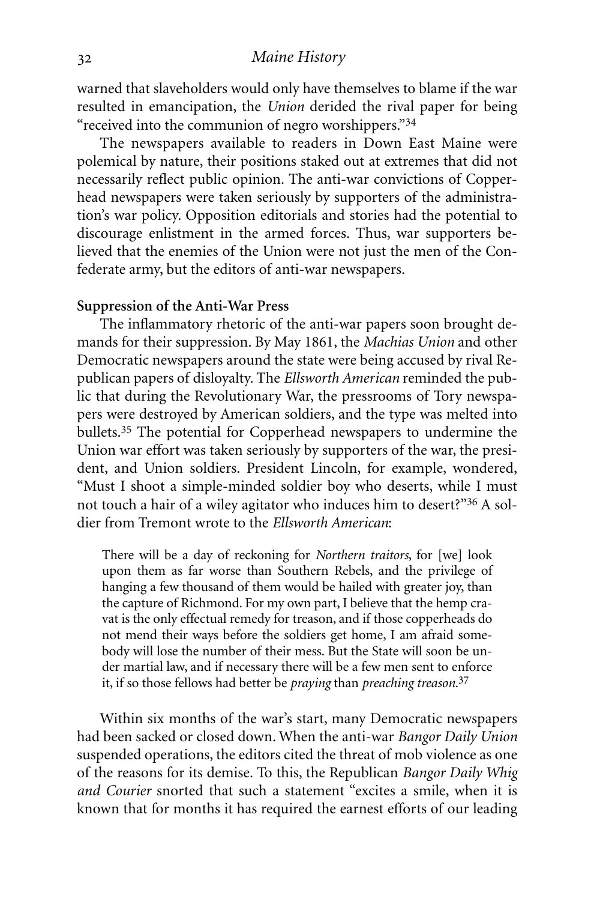warned that slaveholders would only have themselves to blame if the war resulted in emancipation, the *Union* derided the rival paper for being "received into the communion of negro worshippers."[34]

The newspapers available to readers in Down East Maine were polemical by nature, their positions staked out at extremes that did not necessarily reflect public opinion. The anti-war convictions of Copperhead newspapers were taken seriously by supporters of the administration's war policy. Opposition editorials and stories had the potential to discourage enlistment in the armed forces. Thus, war supporters believed that the enemies of the Union were not just the men of the Confederate army, but the editors of anti-war newspapers.

**Suppression of the Anti-War Press**

The inflammatory rhetoric of the anti-war papers soon brought demands for their suppression. By May 1861, the *Machias Union* and other Democratic newspapers around the state were being accused by rival Republican papers of disloyalty. The *Ellsworth American* reminded the public that during the Revolutionary War, the pressrooms of Tory newspapers were destroyed by American soldiers, and the type was melted into bullets.[35] The potential for Copperhead newspapers to undermine the Union war effort was taken seriously by supporters of the war, the president, and Union soldiers. President Lincoln, for example, wondered, "Must I shoot a simple-minded soldier boy who deserts, while I must not touch a hair of a wiley agitator who induces him to desert?"[36] A soldier from Tremont wrote to the *Ellsworth American*:

> There will be a day of reckoning for *Northern traitors*, for [we] look upon them as far worse than Southern Rebels, and the privilege of hanging a few thousand of them would be hailed with greater joy, than the capture of Richmond. For my own part, I believe that the hemp cravat is the only effectual remedy for treason, and if those copperheads do not mend their ways before the soldiers get home, I am afraid somebody will lose the number of their mess. But the State will soon be under martial law, and if necessary there will be a few men sent to enforce it, if so those fellows had better be *praying* than *preaching treason*.[37]

Within six months of the war's start, many Democratic newspapers had been sacked or closed down. When the anti-war *Bangor Daily Union* suspended operations, the editors cited the threat of mob violence as one of the reasons for its demise. To this, the Republican *Bangor Daily Whig and Courier* snorted that such a statement "excites a smile, when it is known that for months it has required the earnest efforts of our leading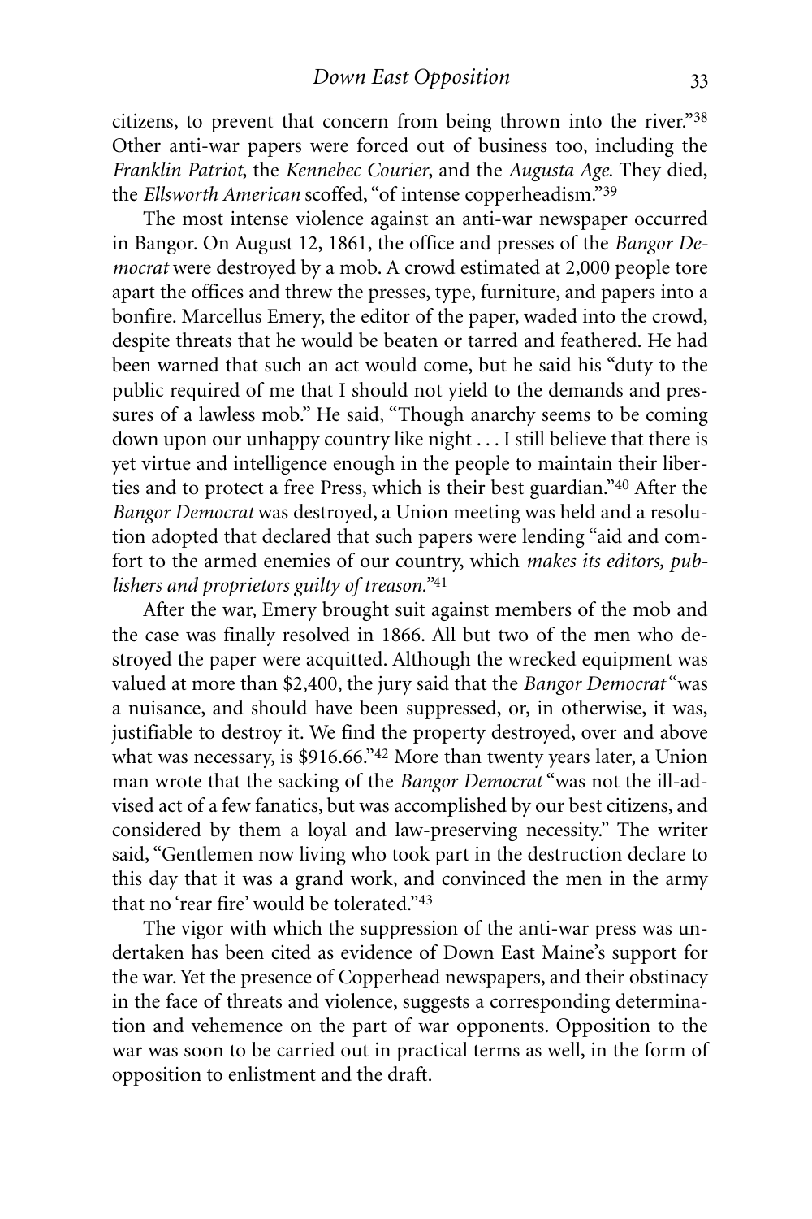citizens, to prevent that concern from being thrown into the river."[38] Other anti-war papers were forced out of business too, including the *Franklin Patriot*, the *Kennebec Courier*, and the *Augusta Age*. They died, the *Ellsworth American* scoffed, "of intense copperheadism."[39]

The most intense violence against an anti-war newspaper occurred in Bangor. On August 12, 1861, the office and presses of the *Bangor Democrat* were destroyed by a mob. A crowd estimated at 2,000 people tore apart the offices and threw the presses, type, furniture, and papers into a bonfire. Marcellus Emery, the editor of the paper, waded into the crowd, despite threats that he would be beaten or tarred and feathered. He had been warned that such an act would come, but he said his "duty to the public required of me that I should not yield to the demands and pressures of a lawless mob." He said, "Though anarchy seems to be coming down upon our unhappy country like night . . . I still believe that there is yet virtue and intelligence enough in the people to maintain their liberties and to protect a free Press, which is their best guardian."[40] After the *Bangor Democrat* was destroyed, a Union meeting was held and a resolution adopted that declared that such papers were lending "aid and comfort to the armed enemies of our country, which *makes its editors, publishers and proprietors guilty of treason.*"[41]

After the war, Emery brought suit against members of the mob and the case was finally resolved in 1866. All but two of the men who destroyed the paper were acquitted. Although the wrecked equipment was valued at more than $2,400, the jury said that the *Bangor Democrat* "was a nuisance, and should have been suppressed, or, in otherwise, it was, justifiable to destroy it. We find the property destroyed, over and above what was necessary, is $916.66."[42] More than twenty years later, a Union man wrote that the sacking of the *Bangor Democrat* "was not the ill-advised act of a few fanatics, but was accomplished by our best citizens, and considered by them a loyal and law-preserving necessity." The writer said, "Gentlemen now living who took part in the destruction declare to this day that it was a grand work, and convinced the men in the army that no 'rear fire' would be tolerated."[43]

The vigor with which the suppression of the anti-war press was undertaken has been cited as evidence of Down East Maine's support for the war. Yet the presence of Copperhead newspapers, and their obstinacy in the face of threats and violence, suggests a corresponding determination and vehemence on the part of war opponents. Opposition to the war was soon to be carried out in practical terms as well, in the form of opposition to enlistment and the draft.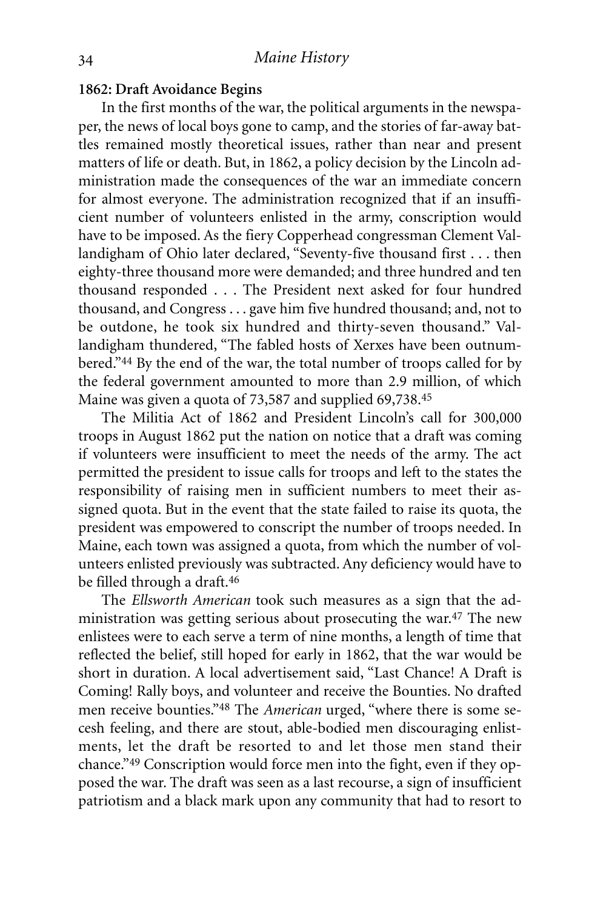**1862: Draft Avoidance Begins**

In the first months of the war, the political arguments in the newspaper, the news of local boys gone to camp, and the stories of far-away battles remained mostly theoretical issues, rather than near and present matters of life or death. But, in 1862, a policy decision by the Lincoln administration made the consequences of the war an immediate concern for almost everyone. The administration recognized that if an insufficient number of volunteers enlisted in the army, conscription would have to be imposed. As the fiery Copperhead congressman Clement Vallandigham of Ohio later declared, "Seventy-five thousand first . . . then eighty-three thousand more were demanded; and three hundred and ten thousand responded . . . The President next asked for four hundred thousand, and Congress . . . gave him five hundred thousand; and, not to be outdone, he took six hundred and thirty-seven thousand." Vallandigham thundered, "The fabled hosts of Xerxes have been outnumbered."[44] By the end of the war, the total number of troops called for by the federal government amounted to more than 2.9 million, of which Maine was given a quota of 73,587 and supplied 69,738.[45]

The Militia Act of 1862 and President Lincoln's call for 300,000 troops in August 1862 put the nation on notice that a draft was coming if volunteers were insufficient to meet the needs of the army. The act permitted the president to issue calls for troops and left to the states the responsibility of raising men in sufficient numbers to meet their assigned quota. But in the event that the state failed to raise its quota, the president was empowered to conscript the number of troops needed. In Maine, each town was assigned a quota, from which the number of volunteers enlisted previously was subtracted. Any deficiency would have to be filled through a draft.[46]

The *Ellsworth American* took such measures as a sign that the administration was getting serious about prosecuting the war.[47] The new enlistees were to each serve a term of nine months, a length of time that reflected the belief, still hoped for early in 1862, that the war would be short in duration. A local advertisement said, "Last Chance! A Draft is Coming! Rally boys, and volunteer and receive the Bounties. No drafted men receive bounties."[48] The *American* urged, "where there is some secesh feeling, and there are stout, able-bodied men discouraging enlistments, let the draft be resorted to and let those men stand their chance."[49] Conscription would force men into the fight, even if they opposed the war. The draft was seen as a last recourse, a sign of insufficient patriotism and a black mark upon any community that had to resort to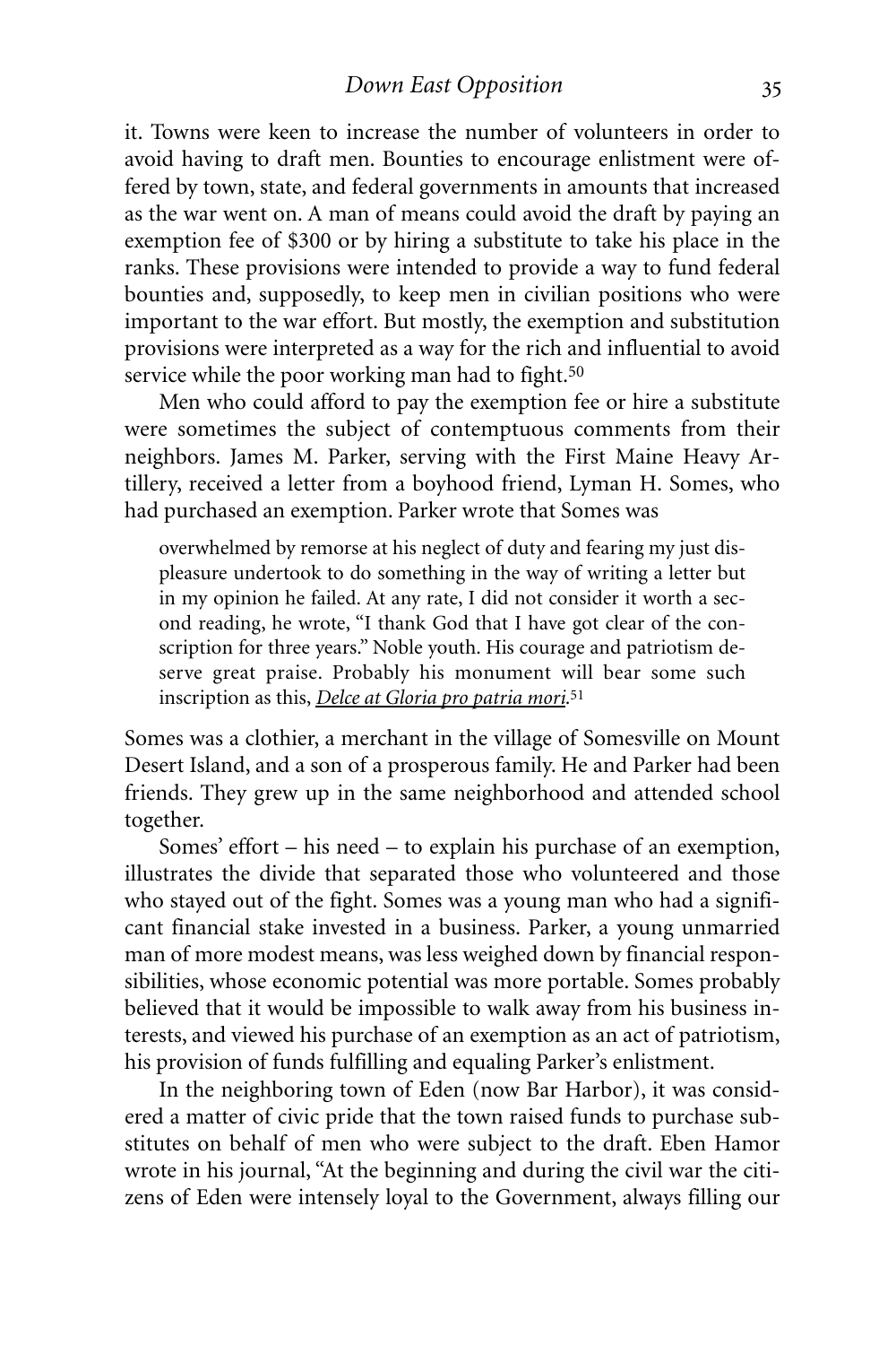it. Towns were keen to increase the number of volunteers in order to avoid having to draft men. Bounties to encourage enlistment were offered by town, state, and federal governments in amounts that increased as the war went on. A man of means could avoid the draft by paying an exemption fee of $300 or by hiring a substitute to take his place in the ranks. These provisions were intended to provide a way to fund federal bounties and, supposedly, to keep men in civilian positions who were important to the war effort. But mostly, the exemption and substitution provisions were interpreted as a way for the rich and influential to avoid service while the poor working man had to fight.[50]

Men who could afford to pay the exemption fee or hire a substitute were sometimes the subject of contemptuous comments from their neighbors. James M. Parker, serving with the First Maine Heavy Artillery, received a letter from a boyhood friend, Lyman H. Somes, who had purchased an exemption. Parker wrote that Somes was

> overwhelmed by remorse at his neglect of duty and fearing my just displeasure undertook to do something in the way of writing a letter but in my opinion he failed. At any rate, I did not consider it worth a second reading, he wrote, "I thank God that I have got clear of the conscription for three years." Noble youth. His courage and patriotism deserve great praise. Probably his monument will bear some such inscription as this, *Delce at Gloria pro patria mori*.[51]

Somes was a clothier, a merchant in the village of Somesville on Mount Desert Island, and a son of a prosperous family. He and Parker had been friends. They grew up in the same neighborhood and attended school together.

Somes' effort – his need – to explain his purchase of an exemption, illustrates the divide that separated those who volunteered and those who stayed out of the fight. Somes was a young man who had a significant financial stake invested in a business. Parker, a young unmarried man of more modest means, was less weighed down by financial responsibilities, whose economic potential was more portable. Somes probably believed that it would be impossible to walk away from his business interests, and viewed his purchase of an exemption as an act of patriotism, his provision of funds fulfilling and equaling Parker's enlistment.

In the neighboring town of Eden (now Bar Harbor), it was considered a matter of civic pride that the town raised funds to purchase substitutes on behalf of men who were subject to the draft. Eben Hamor wrote in his journal, "At the beginning and during the civil war the citizens of Eden were intensely loyal to the Government, always filling our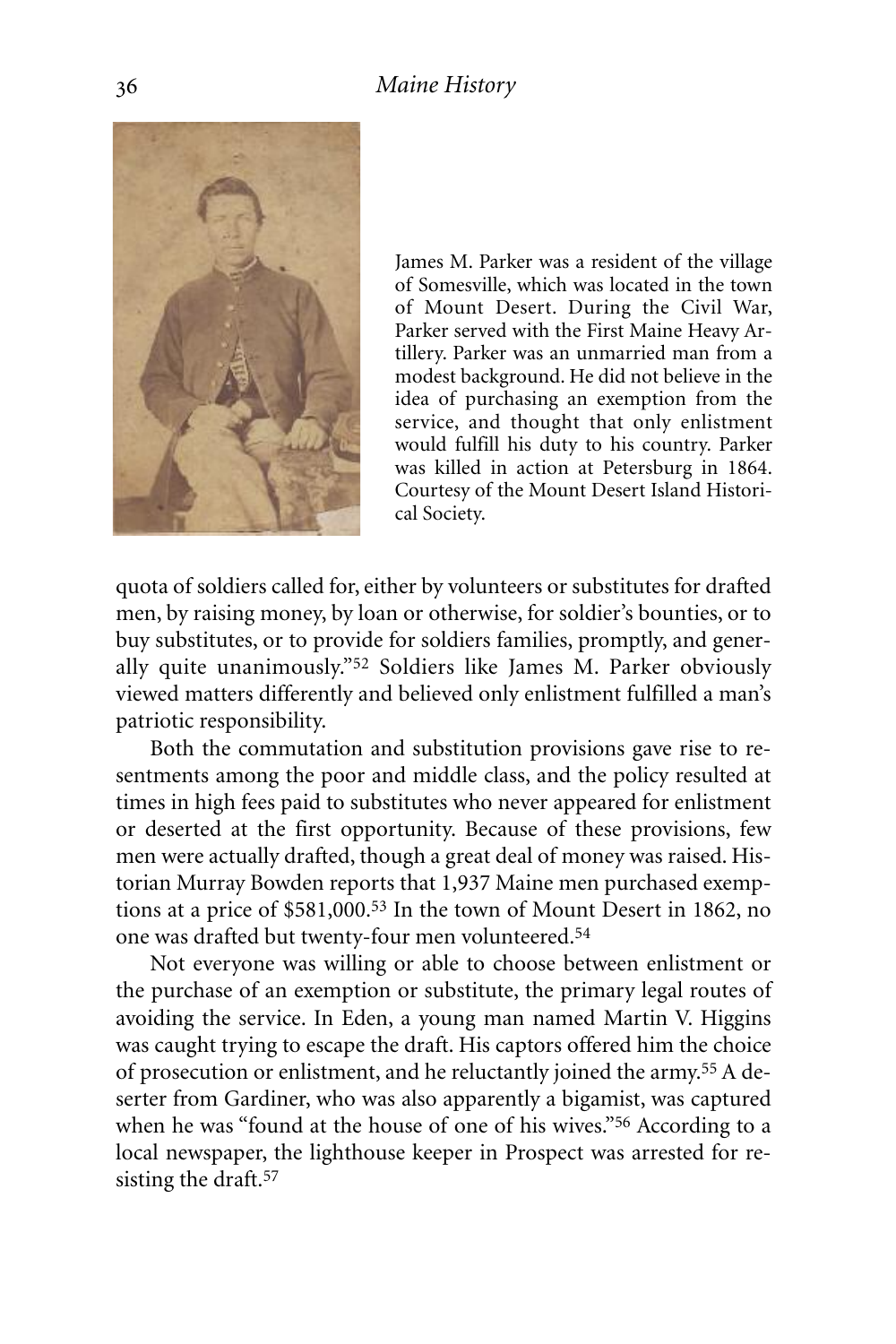James M. Parker was a resident of the village of Somesville, which was located in the town of Mount Desert. During the Civil War, Parker served with the First Maine Heavy Artillery. Parker was an unmarried man from a modest background. He did not believe in the idea of purchasing an exemption from the service, and thought that only enlistment would fulfill his duty to his country. Parker was killed in action at Petersburg in 1864. Courtesy of the Mount Desert Island Historical Society.

quota of soldiers called for, either by volunteers or substitutes for drafted men, by raising money, by loan or otherwise, for soldier's bounties, or to buy substitutes, or to provide for soldiers families, promptly, and generally quite unanimously."[52] Soldiers like James M. Parker obviously viewed matters differently and believed only enlistment fulfilled a man's patriotic responsibility.

Both the commutation and substitution provisions gave rise to resentments among the poor and middle class, and the policy resulted at times in high fees paid to substitutes who never appeared for enlistment or deserted at the first opportunity. Because of these provisions, few men were actually drafted, though a great deal of money was raised. Historian Murray Bowden reports that 1,937 Maine men purchased exemptions at a price of $581,000.[53] In the town of Mount Desert in 1862, no one was drafted but twenty-four men volunteered.[54]

Not everyone was willing or able to choose between enlistment or the purchase of an exemption or substitute, the primary legal routes of avoiding the service. In Eden, a young man named Martin V. Higgins was caught trying to escape the draft. His captors offered him the choice of prosecution or enlistment, and he reluctantly joined the army.[55] A deserter from Gardiner, who was also apparently a bigamist, was captured when he was "found at the house of one of his wives."[56] According to a local newspaper, the lighthouse keeper in Prospect was arrested for resisting the draft.[57]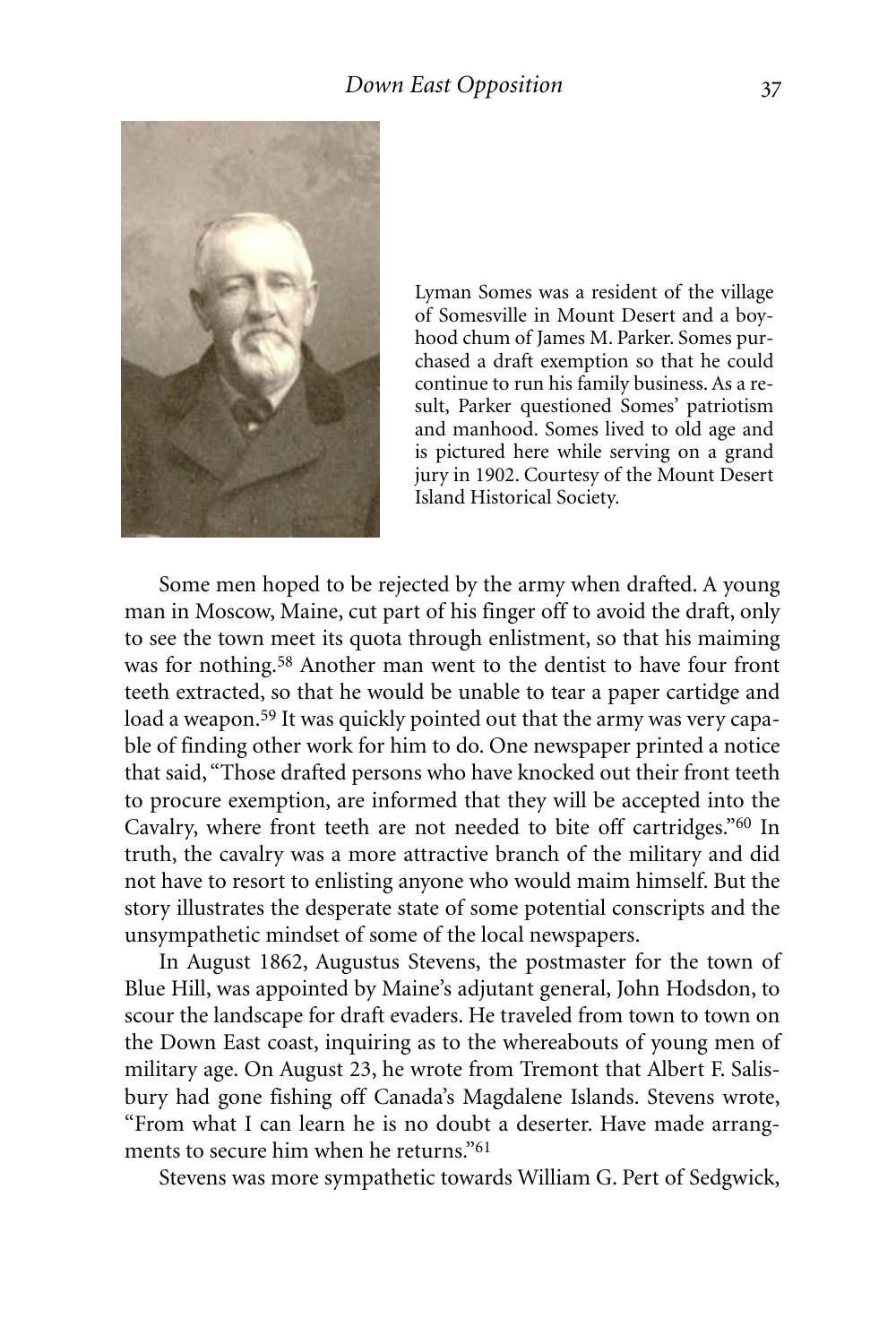Lyman Somes was a resident of the village of Somesville in Mount Desert and a boyhood chum of James M. Parker. Somes purchased a draft exemption so that he could continue to run his family business. As a result, Parker questioned Somes' patriotism and manhood. Somes lived to old age and is pictured here while serving on a grand jury in 1902. Courtesy of the Mount Desert Island Historical Society.

Some men hoped to be rejected by the army when drafted. A young man in Moscow, Maine, cut part of his finger off to avoid the draft, only to see the town meet its quota through enlistment, so that his maiming was for nothing.[58] Another man went to the dentist to have four front teeth extracted, so that he would be unable to tear a paper cartidge and load a weapon.[59] It was quickly pointed out that the army was very capable of finding other work for him to do. One newspaper printed a notice that said, "Those drafted persons who have knocked out their front teeth to procure exemption, are informed that they will be accepted into the Cavalry, where front teeth are not needed to bite off cartridges."[60] In truth, the cavalry was a more attractive branch of the military and did not have to resort to enlisting anyone who would maim himself. But the story illustrates the desperate state of some potential conscripts and the unsympathetic mindset of some of the local newspapers.

In August 1862, Augustus Stevens, the postmaster for the town of Blue Hill, was appointed by Maine's adjutant general, John Hodsdon, to scour the landscape for draft evaders. He traveled from town to town on the Down East coast, inquiring as to the whereabouts of young men of military age. On August 23, he wrote from Tremont that Albert F. Salisbury had gone fishing off Canada's Magdalene Islands. Stevens wrote, "From what I can learn he is no doubt a deserter. Have made arrangments to secure him when he returns."[61]

Stevens was more sympathetic towards William G. Pert of Sedgwick,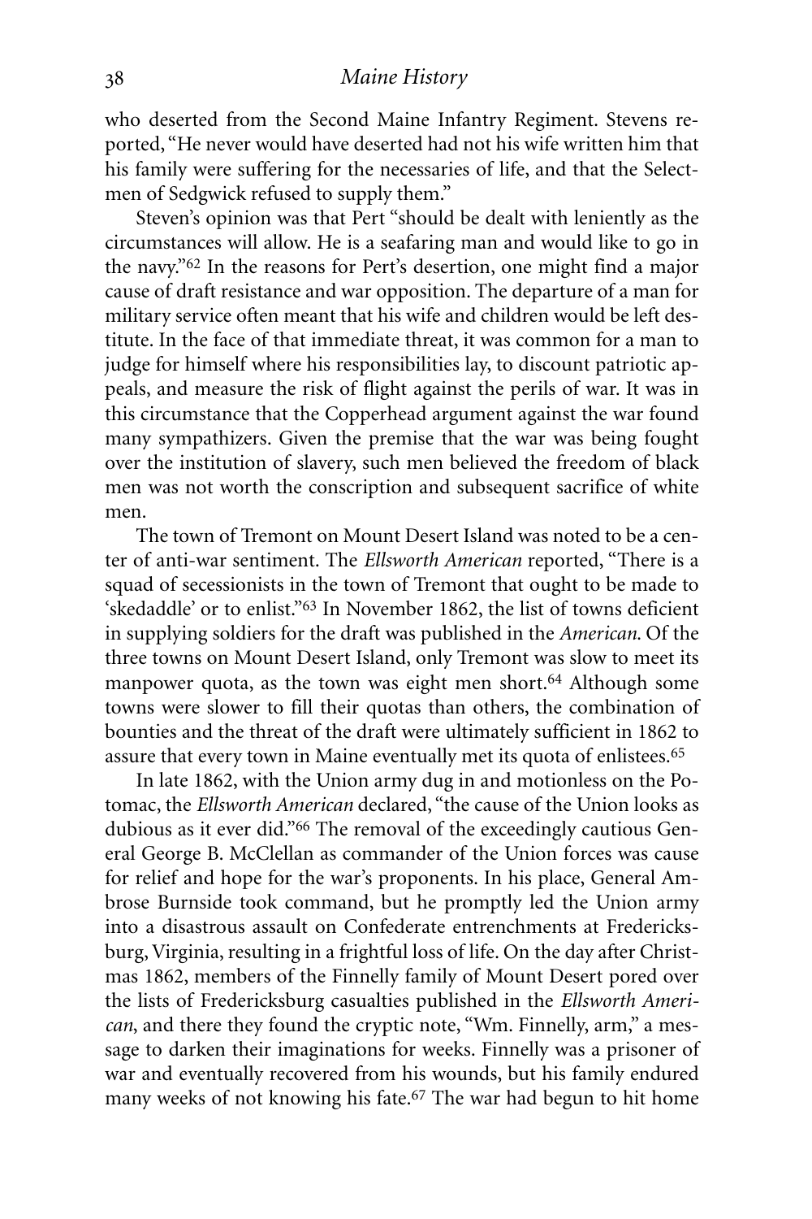who deserted from the Second Maine Infantry Regiment. Stevens reported, "He never would have deserted had not his wife written him that his family were suffering for the necessaries of life, and that the Selectmen of Sedgwick refused to supply them."

Steven's opinion was that Pert "should be dealt with leniently as the circumstances will allow. He is a seafaring man and would like to go in the navy."[62] In the reasons for Pert's desertion, one might find a major cause of draft resistance and war opposition. The departure of a man for military service often meant that his wife and children would be left destitute. In the face of that immediate threat, it was common for a man to judge for himself where his responsibilities lay, to discount patriotic appeals, and measure the risk of flight against the perils of war. It was in this circumstance that the Copperhead argument against the war found many sympathizers. Given the premise that the war was being fought over the institution of slavery, such men believed the freedom of black men was not worth the conscription and subsequent sacrifice of white men.

The town of Tremont on Mount Desert Island was noted to be a center of anti-war sentiment. The *Ellsworth American* reported, "There is a squad of secessionists in the town of Tremont that ought to be made to 'skedaddle' or to enlist."[63] In November 1862, the list of towns deficient in supplying soldiers for the draft was published in the *American*. Of the three towns on Mount Desert Island, only Tremont was slow to meet its manpower quota, as the town was eight men short.[64] Although some towns were slower to fill their quotas than others, the combination of bounties and the threat of the draft were ultimately sufficient in 1862 to assure that every town in Maine eventually met its quota of enlistees.[65]

In late 1862, with the Union army dug in and motionless on the Potomac, the *Ellsworth American* declared, "the cause of the Union looks as dubious as it ever did."[66] The removal of the exceedingly cautious General George B. McClellan as commander of the Union forces was cause for relief and hope for the war's proponents. In his place, General Ambrose Burnside took command, but he promptly led the Union army into a disastrous assault on Confederate entrenchments at Fredericksburg, Virginia, resulting in a frightful loss of life. On the day after Christmas 1862, members of the Finnelly family of Mount Desert pored over the lists of Fredericksburg casualties published in the *Ellsworth American*, and there they found the cryptic note, "Wm. Finnelly, arm," a message to darken their imaginations for weeks. Finnelly was a prisoner of war and eventually recovered from his wounds, but his family endured many weeks of not knowing his fate.[67] The war had begun to hit home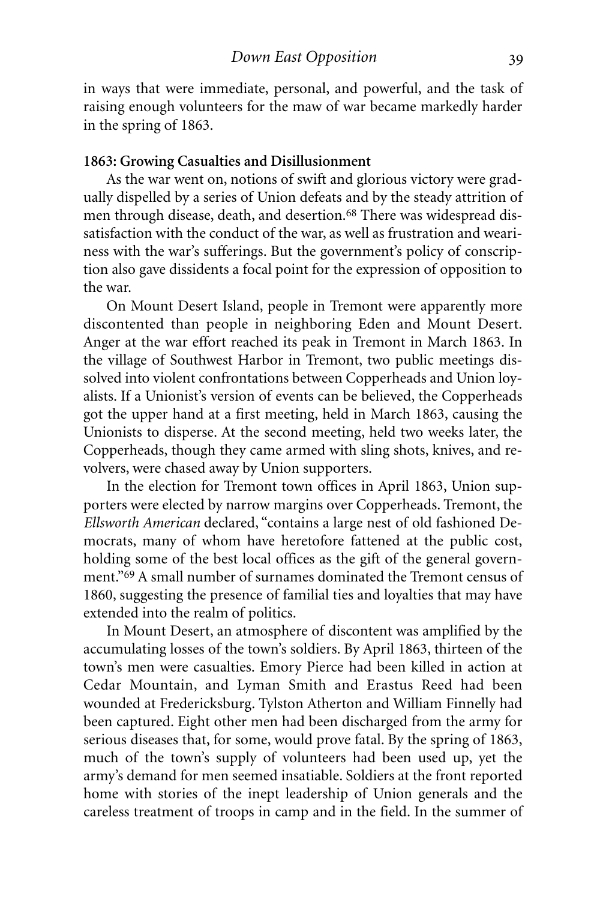in ways that were immediate, personal, and powerful, and the task of raising enough volunteers for the maw of war became markedly harder in the spring of 1863.

**1863: Growing Casualties and Disillusionment**

As the war went on, notions of swift and glorious victory were gradually dispelled by a series of Union defeats and by the steady attrition of men through disease, death, and desertion.[68] There was widespread dissatisfaction with the conduct of the war, as well as frustration and weariness with the war's sufferings. But the government's policy of conscription also gave dissidents a focal point for the expression of opposition to the war.

On Mount Desert Island, people in Tremont were apparently more discontented than people in neighboring Eden and Mount Desert. Anger at the war effort reached its peak in Tremont in March 1863. In the village of Southwest Harbor in Tremont, two public meetings dissolved into violent confrontations between Copperheads and Union loyalists. If a Unionist's version of events can be believed, the Copperheads got the upper hand at a first meeting, held in March 1863, causing the Unionists to disperse. At the second meeting, held two weeks later, the Copperheads, though they came armed with sling shots, knives, and revolvers, were chased away by Union supporters.

In the election for Tremont town offices in April 1863, Union supporters were elected by narrow margins over Copperheads. Tremont, the *Ellsworth American* declared, "contains a large nest of old fashioned Democrats, many of whom have heretofore fattened at the public cost, holding some of the best local offices as the gift of the general government."[69] A small number of surnames dominated the Tremont census of 1860, suggesting the presence of familial ties and loyalties that may have extended into the realm of politics.

In Mount Desert, an atmosphere of discontent was amplified by the accumulating losses of the town's soldiers. By April 1863, thirteen of the town's men were casualties. Emory Pierce had been killed in action at Cedar Mountain, and Lyman Smith and Erastus Reed had been wounded at Fredericksburg. Tylston Atherton and William Finnelly had been captured. Eight other men had been discharged from the army for serious diseases that, for some, would prove fatal. By the spring of 1863, much of the town's supply of volunteers had been used up, yet the army's demand for men seemed insatiable. Soldiers at the front reported home with stories of the inept leadership of Union generals and the careless treatment of troops in camp and in the field. In the summer of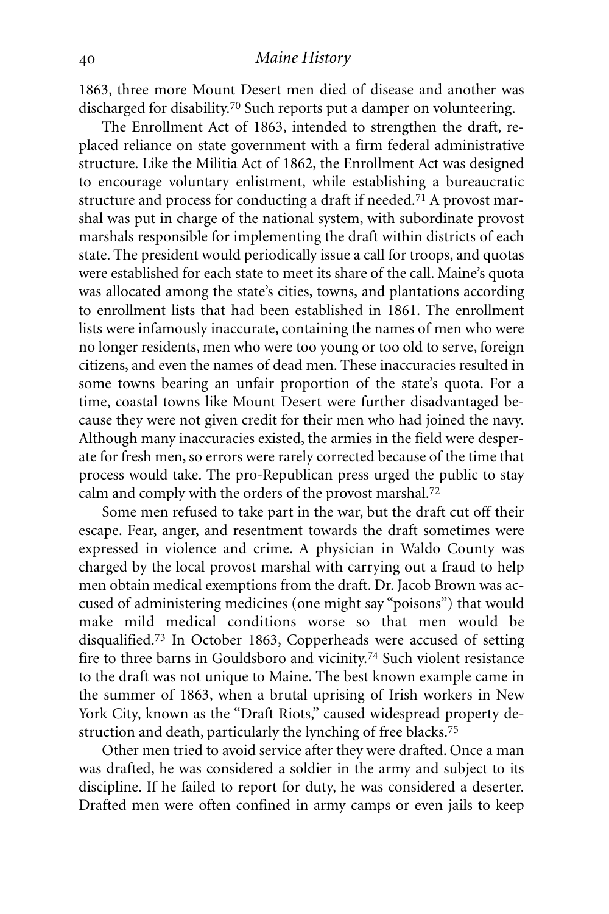1863, three more Mount Desert men died of disease and another was discharged for disability.[70] Such reports put a damper on volunteering.

The Enrollment Act of 1863, intended to strengthen the draft, replaced reliance on state government with a firm federal administrative structure. Like the Militia Act of 1862, the Enrollment Act was designed to encourage voluntary enlistment, while establishing a bureaucratic structure and process for conducting a draft if needed.[71] A provost marshal was put in charge of the national system, with subordinate provost marshals responsible for implementing the draft within districts of each state. The president would periodically issue a call for troops, and quotas were established for each state to meet its share of the call. Maine's quota was allocated among the state's cities, towns, and plantations according to enrollment lists that had been established in 1861. The enrollment lists were infamously inaccurate, containing the names of men who were no longer residents, men who were too young or too old to serve, foreign citizens, and even the names of dead men. These inaccuracies resulted in some towns bearing an unfair proportion of the state's quota. For a time, coastal towns like Mount Desert were further disadvantaged because they were not given credit for their men who had joined the navy. Although many inaccuracies existed, the armies in the field were desperate for fresh men, so errors were rarely corrected because of the time that process would take. The pro-Republican press urged the public to stay calm and comply with the orders of the provost marshal.[72]

Some men refused to take part in the war, but the draft cut off their escape. Fear, anger, and resentment towards the draft sometimes were expressed in violence and crime. A physician in Waldo County was charged by the local provost marshal with carrying out a fraud to help men obtain medical exemptions from the draft. Dr. Jacob Brown was accused of administering medicines (one might say "poisons") that would make mild medical conditions worse so that men would be disqualified.[73] In October 1863, Copperheads were accused of setting fire to three barns in Gouldsboro and vicinity.[74] Such violent resistance to the draft was not unique to Maine. The best known example came in the summer of 1863, when a brutal uprising of Irish workers in New York City, known as the "Draft Riots," caused widespread property destruction and death, particularly the lynching of free blacks.[75]

Other men tried to avoid service after they were drafted. Once a man was drafted, he was considered a soldier in the army and subject to its discipline. If he failed to report for duty, he was considered a deserter. Drafted men were often confined in army camps or even jails to keep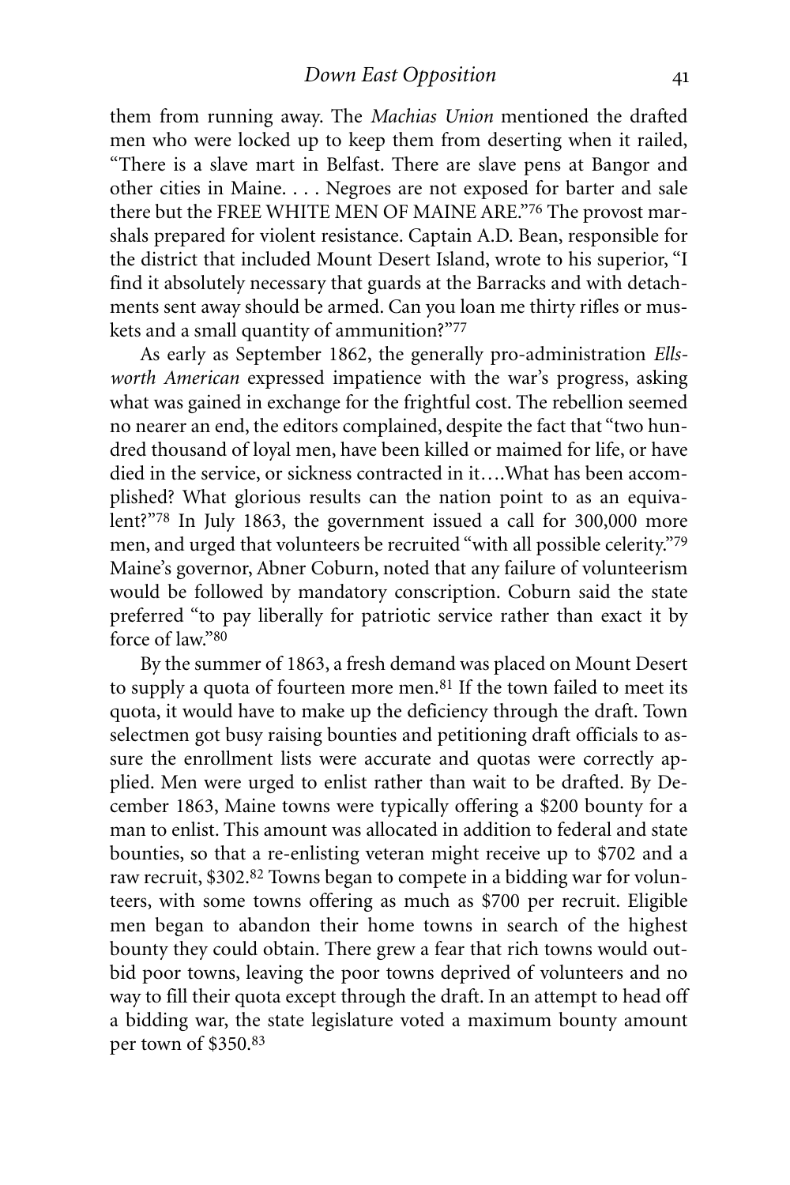them from running away. The *Machias Union* mentioned the drafted men who were locked up to keep them from deserting when it railed, "There is a slave mart in Belfast. There are slave pens at Bangor and other cities in Maine. . . . Negroes are not exposed for barter and sale there but the FREE WHITE MEN OF MAINE ARE."[76] The provost marshals prepared for violent resistance. Captain A.D. Bean, responsible for the district that included Mount Desert Island, wrote to his superior, "I find it absolutely necessary that guards at the Barracks and with detachments sent away should be armed. Can you loan me thirty rifles or muskets and a small quantity of ammunition?"[77]

As early as September 1862, the generally pro-administration *Ellsworth American* expressed impatience with the war's progress, asking what was gained in exchange for the frightful cost. The rebellion seemed no nearer an end, the editors complained, despite the fact that "two hundred thousand of loyal men, have been killed or maimed for life, or have died in the service, or sickness contracted in it….What has been accomplished? What glorious results can the nation point to as an equivalent?"[78] In July 1863, the government issued a call for 300,000 more men, and urged that volunteers be recruited "with all possible celerity."[79] Maine's governor, Abner Coburn, noted that any failure of volunteerism would be followed by mandatory conscription. Coburn said the state preferred "to pay liberally for patriotic service rather than exact it by force of law."[80]

By the summer of 1863, a fresh demand was placed on Mount Desert to supply a quota of fourteen more men.[81] If the town failed to meet its quota, it would have to make up the deficiency through the draft. Town selectmen got busy raising bounties and petitioning draft officials to assure the enrollment lists were accurate and quotas were correctly applied. Men were urged to enlist rather than wait to be drafted. By December 1863, Maine towns were typically offering a $200 bounty for a man to enlist. This amount was allocated in addition to federal and state bounties, so that a re-enlisting veteran might receive up to $702 and a raw recruit, $302.[82] Towns began to compete in a bidding war for volunteers, with some towns offering as much as $700 per recruit. Eligible men began to abandon their home towns in search of the highest bounty they could obtain. There grew a fear that rich towns would outbid poor towns, leaving the poor towns deprived of volunteers and no way to fill their quota except through the draft. In an attempt to head off a bidding war, the state legislature voted a maximum bounty amount per town of $350.[83]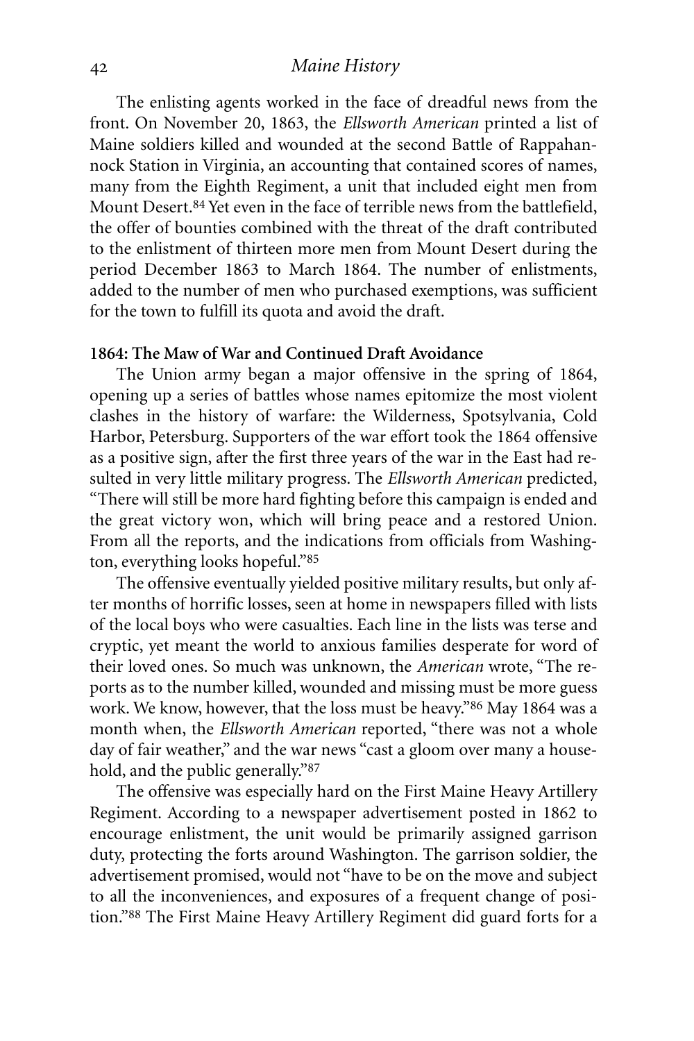The enlisting agents worked in the face of dreadful news from the front. On November 20, 1863, the *Ellsworth American* printed a list of Maine soldiers killed and wounded at the second Battle of Rappahannock Station in Virginia, an accounting that contained scores of names, many from the Eighth Regiment, a unit that included eight men from Mount Desert.[84] Yet even in the face of terrible news from the battlefield, the offer of bounties combined with the threat of the draft contributed to the enlistment of thirteen more men from Mount Desert during the period December 1863 to March 1864. The number of enlistments, added to the number of men who purchased exemptions, was sufficient for the town to fulfill its quota and avoid the draft.

**1864: The Maw of War and Continued Draft Avoidance**

The Union army began a major offensive in the spring of 1864, opening up a series of battles whose names epitomize the most violent clashes in the history of warfare: the Wilderness, Spotsylvania, Cold Harbor, Petersburg. Supporters of the war effort took the 1864 offensive as a positive sign, after the first three years of the war in the East had resulted in very little military progress. The *Ellsworth American* predicted, "There will still be more hard fighting before this campaign is ended and the great victory won, which will bring peace and a restored Union. From all the reports, and the indications from officials from Washington, everything looks hopeful."[85]

The offensive eventually yielded positive military results, but only after months of horrific losses, seen at home in newspapers filled with lists of the local boys who were casualties. Each line in the lists was terse and cryptic, yet meant the world to anxious families desperate for word of their loved ones. So much was unknown, the *American* wrote, "The reports as to the number killed, wounded and missing must be more guess work. We know, however, that the loss must be heavy."[86] May 1864 was a month when, the *Ellsworth American* reported, "there was not a whole day of fair weather," and the war news "cast a gloom over many a household, and the public generally."[87]

The offensive was especially hard on the First Maine Heavy Artillery Regiment. According to a newspaper advertisement posted in 1862 to encourage enlistment, the unit would be primarily assigned garrison duty, protecting the forts around Washington. The garrison soldier, the advertisement promised, would not "have to be on the move and subject to all the inconveniences, and exposures of a frequent change of position."[88] The First Maine Heavy Artillery Regiment did guard forts for a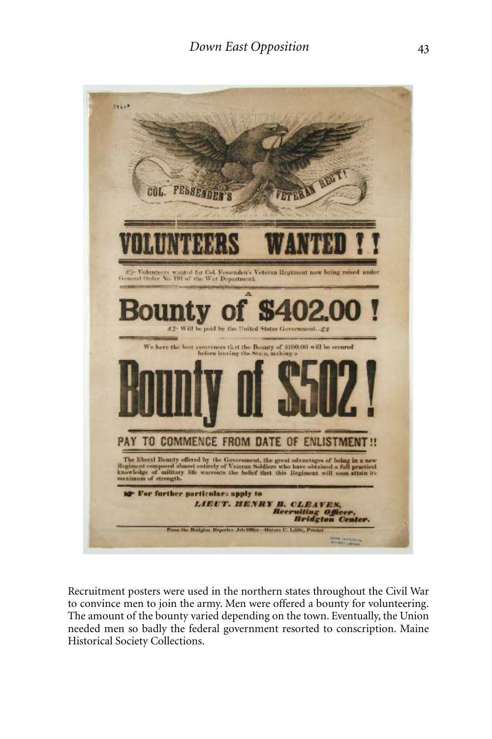Recruitment posters were used in the northern states throughout the Civil War to convince men to join the army. Men were offered a bounty for volunteering. The amount of the bounty varied depending on the town. Eventually, the Union needed men so badly the federal government resorted to conscription. Maine Historical Society Collections.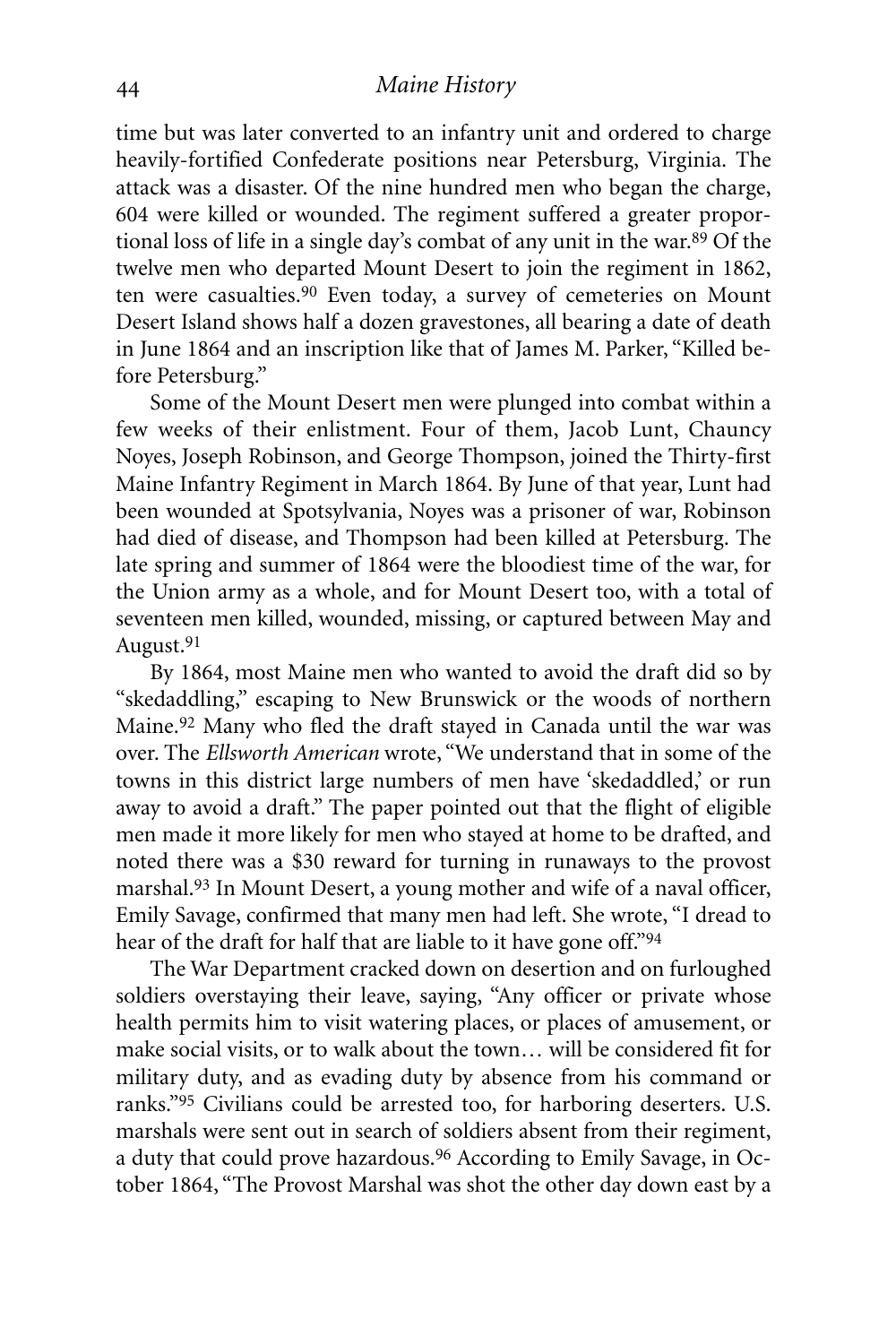time but was later converted to an infantry unit and ordered to charge heavily-fortified Confederate positions near Petersburg, Virginia. The attack was a disaster. Of the nine hundred men who began the charge, 604 were killed or wounded. The regiment suffered a greater proportional loss of life in a single day's combat of any unit in the war.[89] Of the twelve men who departed Mount Desert to join the regiment in 1862, ten were casualties.[90] Even today, a survey of cemeteries on Mount Desert Island shows half a dozen gravestones, all bearing a date of death in June 1864 and an inscription like that of James M. Parker, "Killed before Petersburg."

Some of the Mount Desert men were plunged into combat within a few weeks of their enlistment. Four of them, Jacob Lunt, Chauncy Noyes, Joseph Robinson, and George Thompson, joined the Thirty-first Maine Infantry Regiment in March 1864. By June of that year, Lunt had been wounded at Spotsylvania, Noyes was a prisoner of war, Robinson had died of disease, and Thompson had been killed at Petersburg. The late spring and summer of 1864 were the bloodiest time of the war, for the Union army as a whole, and for Mount Desert too, with a total of seventeen men killed, wounded, missing, or captured between May and August.[91]

By 1864, most Maine men who wanted to avoid the draft did so by "skedaddling," escaping to New Brunswick or the woods of northern Maine.[92] Many who fled the draft stayed in Canada until the war was over. The *Ellsworth American* wrote, "We understand that in some of the towns in this district large numbers of men have 'skedaddled,' or run away to avoid a draft." The paper pointed out that the flight of eligible men made it more likely for men who stayed at home to be drafted, and noted there was a $30 reward for turning in runaways to the provost marshal.[93] In Mount Desert, a young mother and wife of a naval officer, Emily Savage, confirmed that many men had left. She wrote, "I dread to hear of the draft for half that are liable to it have gone off."[94]

The War Department cracked down on desertion and on furloughed soldiers overstaying their leave, saying, "Any officer or private whose health permits him to visit watering places, or places of amusement, or make social visits, or to walk about the town… will be considered fit for military duty, and as evading duty by absence from his command or ranks."[95] Civilians could be arrested too, for harboring deserters. U.S. marshals were sent out in search of soldiers absent from their regiment, a duty that could prove hazardous.[96] According to Emily Savage, in October 1864, "The Provost Marshal was shot the other day down east by a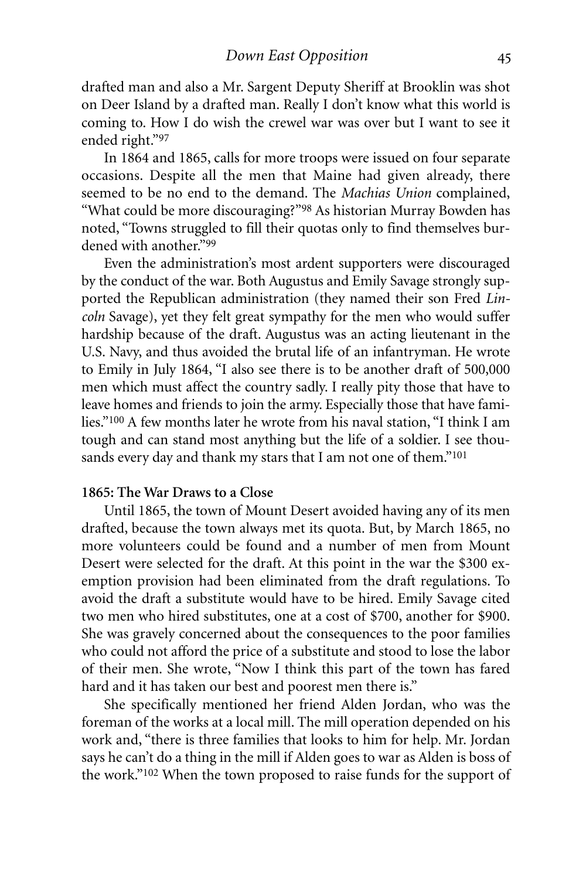drafted man and also a Mr. Sargent Deputy Sheriff at Brooklin was shot on Deer Island by a drafted man. Really I don't know what this world is coming to. How I do wish the crewel war was over but I want to see it ended right."[97]

In 1864 and 1865, calls for more troops were issued on four separate occasions. Despite all the men that Maine had given already, there seemed to be no end to the demand. The *Machias Union* complained, "What could be more discouraging?"[98] As historian Murray Bowden has noted, "Towns struggled to fill their quotas only to find themselves burdened with another."[99]

Even the administration's most ardent supporters were discouraged by the conduct of the war. Both Augustus and Emily Savage strongly supported the Republican administration (they named their son Fred *Lincoln* Savage), yet they felt great sympathy for the men who would suffer hardship because of the draft. Augustus was an acting lieutenant in the U.S. Navy, and thus avoided the brutal life of an infantryman. He wrote to Emily in July 1864, "I also see there is to be another draft of 500,000 men which must affect the country sadly. I really pity those that have to leave homes and friends to join the army. Especially those that have families."[100] A few months later he wrote from his naval station, "I think I am tough and can stand most anything but the life of a soldier. I see thousands every day and thank my stars that I am not one of them."[101]

**1865: The War Draws to a Close**

Until 1865, the town of Mount Desert avoided having any of its men drafted, because the town always met its quota. But, by March 1865, no more volunteers could be found and a number of men from Mount Desert were selected for the draft. At this point in the war the $300 exemption provision had been eliminated from the draft regulations. To avoid the draft a substitute would have to be hired. Emily Savage cited two men who hired substitutes, one at a cost of $700, another for $900. She was gravely concerned about the consequences to the poor families who could not afford the price of a substitute and stood to lose the labor of their men. She wrote, "Now I think this part of the town has fared hard and it has taken our best and poorest men there is."

She specifically mentioned her friend Alden Jordan, who was the foreman of the works at a local mill. The mill operation depended on his work and, "there is three families that looks to him for help. Mr. Jordan says he can't do a thing in the mill if Alden goes to war as Alden is boss of the work."[102] When the town proposed to raise funds for the support of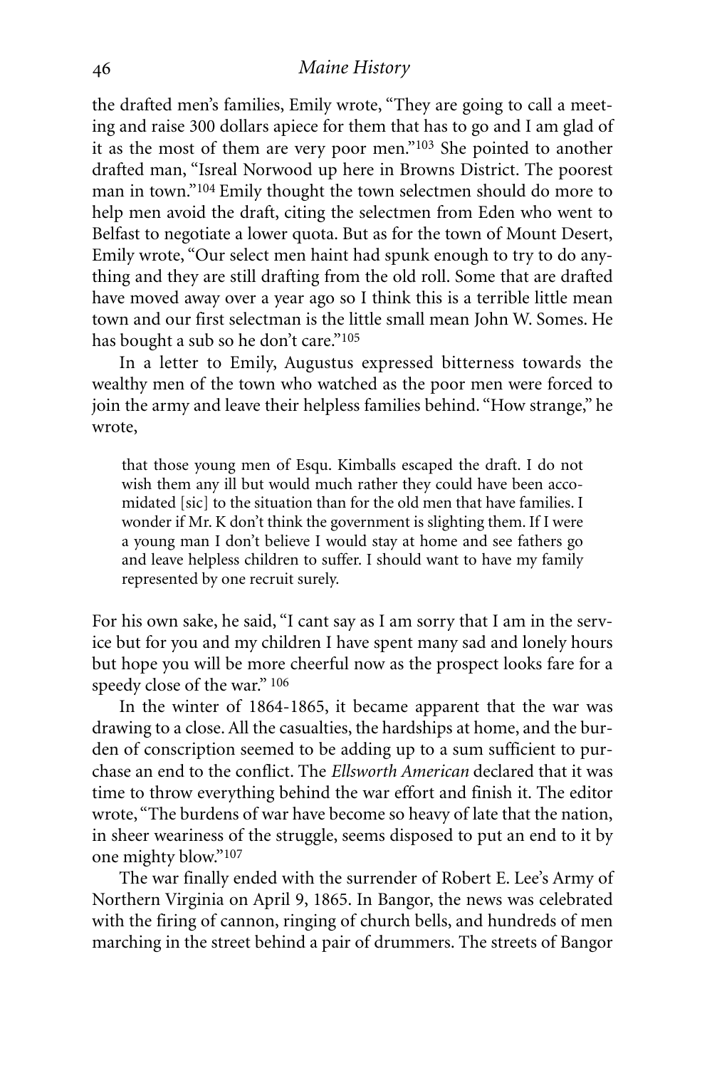the drafted men's families, Emily wrote, "They are going to call a meeting and raise 300 dollars apiece for them that has to go and I am glad of it as the most of them are very poor men."[103] She pointed to another drafted man, "Isreal Norwood up here in Browns District. The poorest man in town."[104] Emily thought the town selectmen should do more to help men avoid the draft, citing the selectmen from Eden who went to Belfast to negotiate a lower quota. But as for the town of Mount Desert, Emily wrote, "Our select men haint had spunk enough to try to do anything and they are still drafting from the old roll. Some that are drafted have moved away over a year ago so I think this is a terrible little mean town and our first selectman is the little small mean John W. Somes. He has bought a sub so he don't care."[105]

In a letter to Emily, Augustus expressed bitterness towards the wealthy men of the town who watched as the poor men were forced to join the army and leave their helpless families behind. "How strange," he wrote,

> that those young men of Esqu. Kimballs escaped the draft. I do not wish them any ill but would much rather they could have been accomidated [sic] to the situation than for the old men that have families. I wonder if Mr. K don't think the government is slighting them. If I were a young man I don't believe I would stay at home and see fathers go and leave helpless children to suffer. I should want to have my family represented by one recruit surely.

For his own sake, he said, "I cant say as I am sorry that I am in the service but for you and my children I have spent many sad and lonely hours but hope you will be more cheerful now as the prospect looks fare for a speedy close of the war." [106]

In the winter of 1864-1865, it became apparent that the war was drawing to a close. All the casualties, the hardships at home, and the burden of conscription seemed to be adding up to a sum sufficient to purchase an end to the conflict. The *Ellsworth American* declared that it was time to throw everything behind the war effort and finish it. The editor wrote, "The burdens of war have become so heavy of late that the nation, in sheer weariness of the struggle, seems disposed to put an end to it by one mighty blow."[107]

The war finally ended with the surrender of Robert E. Lee's Army of Northern Virginia on April 9, 1865. In Bangor, the news was celebrated with the firing of cannon, ringing of church bells, and hundreds of men marching in the street behind a pair of drummers. The streets of Bangor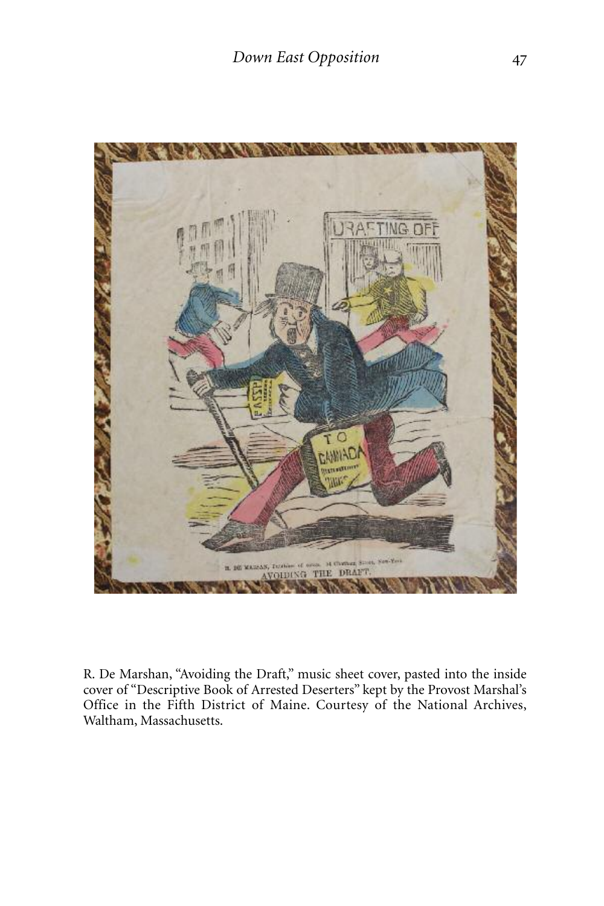R. De Marshan, "Avoiding the Draft," music sheet cover, pasted into the inside cover of "Descriptive Book of Arrested Deserters" kept by the Provost Marshal's Office in the Fifth District of Maine. Courtesy of the National Archives, Waltham, Massachusetts.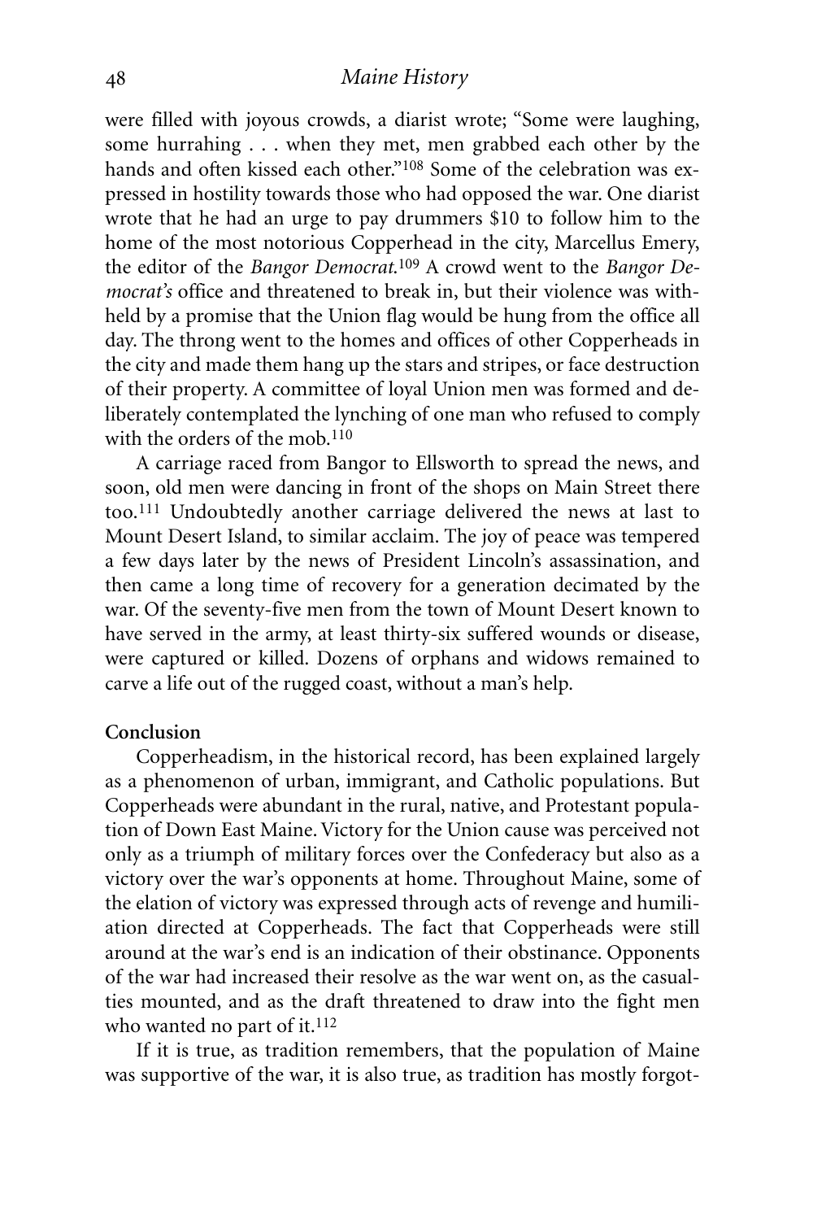were filled with joyous crowds, a diarist wrote; "Some were laughing, some hurrahing . . . when they met, men grabbed each other by the hands and often kissed each other."[108] Some of the celebration was expressed in hostility towards those who had opposed the war. One diarist wrote that he had an urge to pay drummers $10 to follow him to the home of the most notorious Copperhead in the city, Marcellus Emery, the editor of the *Bangor Democrat*.[109] A crowd went to the *Bangor Democrat's* office and threatened to break in, but their violence was withheld by a promise that the Union flag would be hung from the office all day. The throng went to the homes and offices of other Copperheads in the city and made them hang up the stars and stripes, or face destruction of their property. A committee of loyal Union men was formed and deliberately contemplated the lynching of one man who refused to comply with the orders of the mob.[110]

A carriage raced from Bangor to Ellsworth to spread the news, and soon, old men were dancing in front of the shops on Main Street there too.[111] Undoubtedly another carriage delivered the news at last to Mount Desert Island, to similar acclaim. The joy of peace was tempered a few days later by the news of President Lincoln's assassination, and then came a long time of recovery for a generation decimated by the war. Of the seventy-five men from the town of Mount Desert known to have served in the army, at least thirty-six suffered wounds or disease, were captured or killed. Dozens of orphans and widows remained to carve a life out of the rugged coast, without a man's help.

**Conclusion**

Copperheadism, in the historical record, has been explained largely as a phenomenon of urban, immigrant, and Catholic populations. But Copperheads were abundant in the rural, native, and Protestant population of Down East Maine. Victory for the Union cause was perceived not only as a triumph of military forces over the Confederacy but also as a victory over the war's opponents at home. Throughout Maine, some of the elation of victory was expressed through acts of revenge and humiliation directed at Copperheads. The fact that Copperheads were still around at the war's end is an indication of their obstinance. Opponents of the war had increased their resolve as the war went on, as the casualties mounted, and as the draft threatened to draw into the fight men who wanted no part of it.[112]

If it is true, as tradition remembers, that the population of Maine was supportive of the war, it is also true, as tradition has mostly forgot-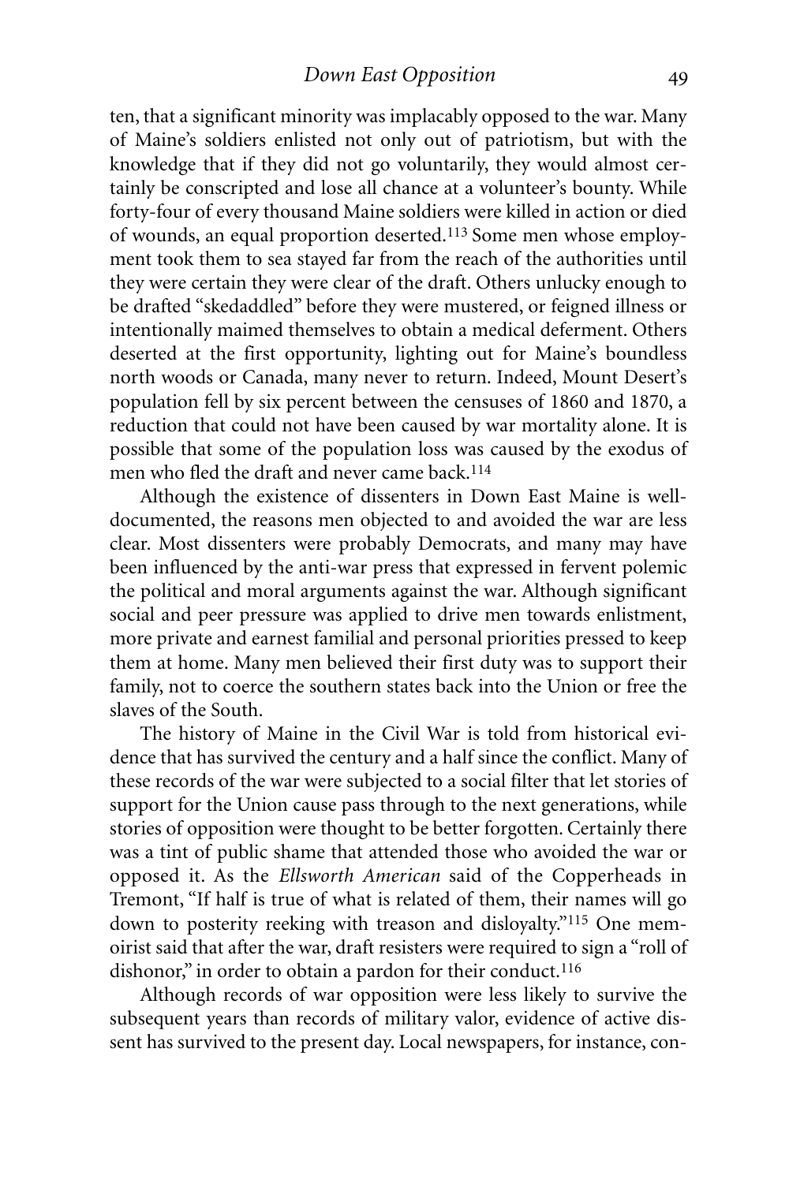ten, that a significant minority was implacably opposed to the war. Many of Maine's soldiers enlisted not only out of patriotism, but with the knowledge that if they did not go voluntarily, they would almost certainly be conscripted and lose all chance at a volunteer's bounty. While forty-four of every thousand Maine soldiers were killed in action or died of wounds, an equal proportion deserted.[113] Some men whose employment took them to sea stayed far from the reach of the authorities until they were certain they were clear of the draft. Others unlucky enough to be drafted "skedaddled" before they were mustered, or feigned illness or intentionally maimed themselves to obtain a medical deferment. Others deserted at the first opportunity, lighting out for Maine's boundless north woods or Canada, many never to return. Indeed, Mount Desert's population fell by six percent between the censuses of 1860 and 1870, a reduction that could not have been caused by war mortality alone. It is possible that some of the population loss was caused by the exodus of men who fled the draft and never came back.[114]

Although the existence of dissenters in Down East Maine is well-documented, the reasons men objected to and avoided the war are less clear. Most dissenters were probably Democrats, and many may have been influenced by the anti-war press that expressed in fervent polemic the political and moral arguments against the war. Although significant social and peer pressure was applied to drive men towards enlistment, more private and earnest familial and personal priorities pressed to keep them at home. Many men believed their first duty was to support their family, not to coerce the southern states back into the Union or free the slaves of the South.

The history of Maine in the Civil War is told from historical evidence that has survived the century and a half since the conflict. Many of these records of the war were subjected to a social filter that let stories of support for the Union cause pass through to the next generations, while stories of opposition were thought to be better forgotten. Certainly there was a tint of public shame that attended those who avoided the war or opposed it. As the *Ellsworth American* said of the Copperheads in Tremont, "If half is true of what is related of them, their names will go down to posterity reeking with treason and disloyalty."[115] One memoirist said that after the war, draft resisters were required to sign a "roll of dishonor," in order to obtain a pardon for their conduct.[116]

Although records of war opposition were less likely to survive the subsequent years than records of military valor, evidence of active dissent has survived to the present day. Local newspapers, for instance, con-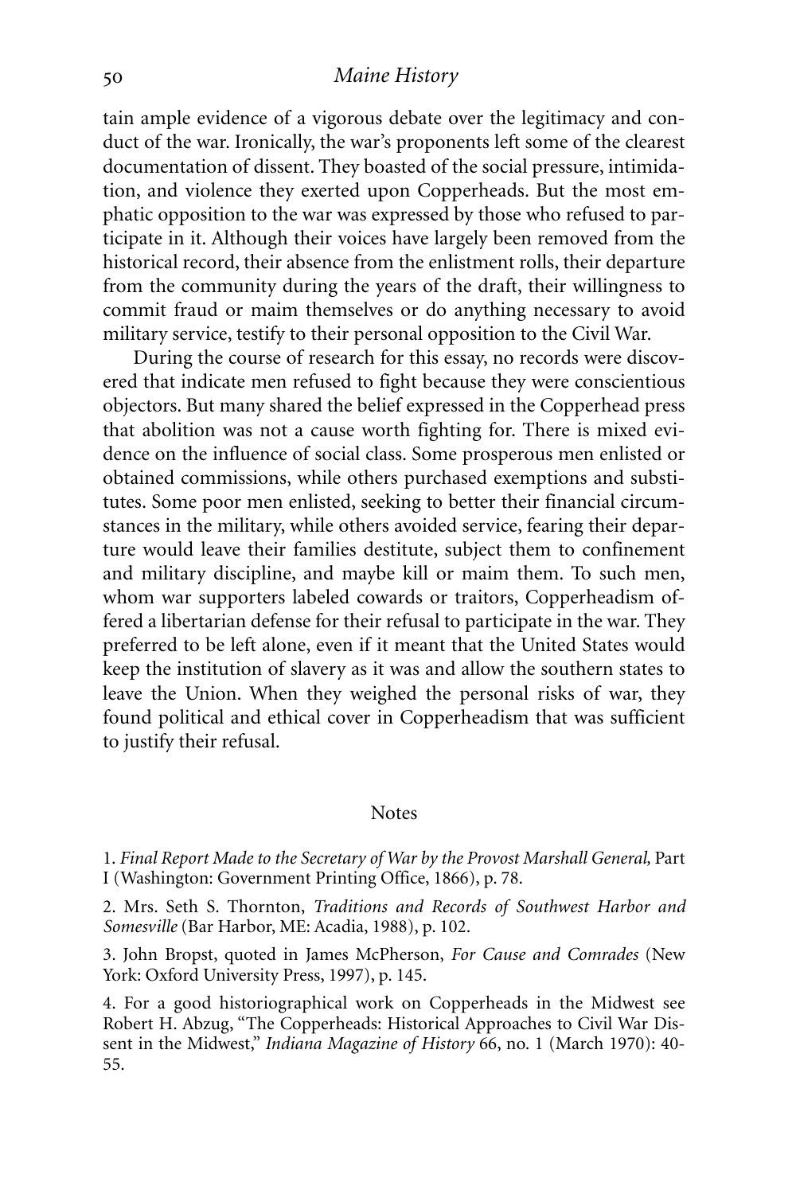tain ample evidence of a vigorous debate over the legitimacy and conduct of the war. Ironically, the war's proponents left some of the clearest documentation of dissent. They boasted of the social pressure, intimidation, and violence they exerted upon Copperheads. But the most emphatic opposition to the war was expressed by those who refused to participate in it. Although their voices have largely been removed from the historical record, their absence from the enlistment rolls, their departure from the community during the years of the draft, their willingness to commit fraud or maim themselves or do anything necessary to avoid military service, testify to their personal opposition to the Civil War.

During the course of research for this essay, no records were discovered that indicate men refused to fight because they were conscientious objectors. But many shared the belief expressed in the Copperhead press that abolition was not a cause worth fighting for. There is mixed evidence on the influence of social class. Some prosperous men enlisted or obtained commissions, while others purchased exemptions and substitutes. Some poor men enlisted, seeking to better their financial circumstances in the military, while others avoided service, fearing their departure would leave their families destitute, subject them to confinement and military discipline, and maybe kill or maim them. To such men, whom war supporters labeled cowards or traitors, Copperheadism offered a libertarian defense for their refusal to participate in the war. They preferred to be left alone, even if it meant that the United States would keep the institution of slavery as it was and allow the southern states to leave the Union. When they weighed the personal risks of war, they found political and ethical cover in Copperheadism that was sufficient to justify their refusal.

## Notes

1. *Final Report Made to the Secretary of War by the Provost Marshall General,* Part I (Washington: Government Printing Office, 1866), p. 78.

2. Mrs. Seth S. Thornton, *Traditions and Records of Southwest Harbor and Somesville* (Bar Harbor, ME: Acadia, 1988), p. 102.

3. John Bropst, quoted in James McPherson, *For Cause and Comrades* (New York: Oxford University Press, 1997), p. 145.

4. For a good historiographical work on Copperheads in the Midwest see Robert H. Abzug, "The Copperheads: Historical Approaches to Civil War Dissent in the Midwest," *Indiana Magazine of History* 66, no. 1 (March 1970): 40-55.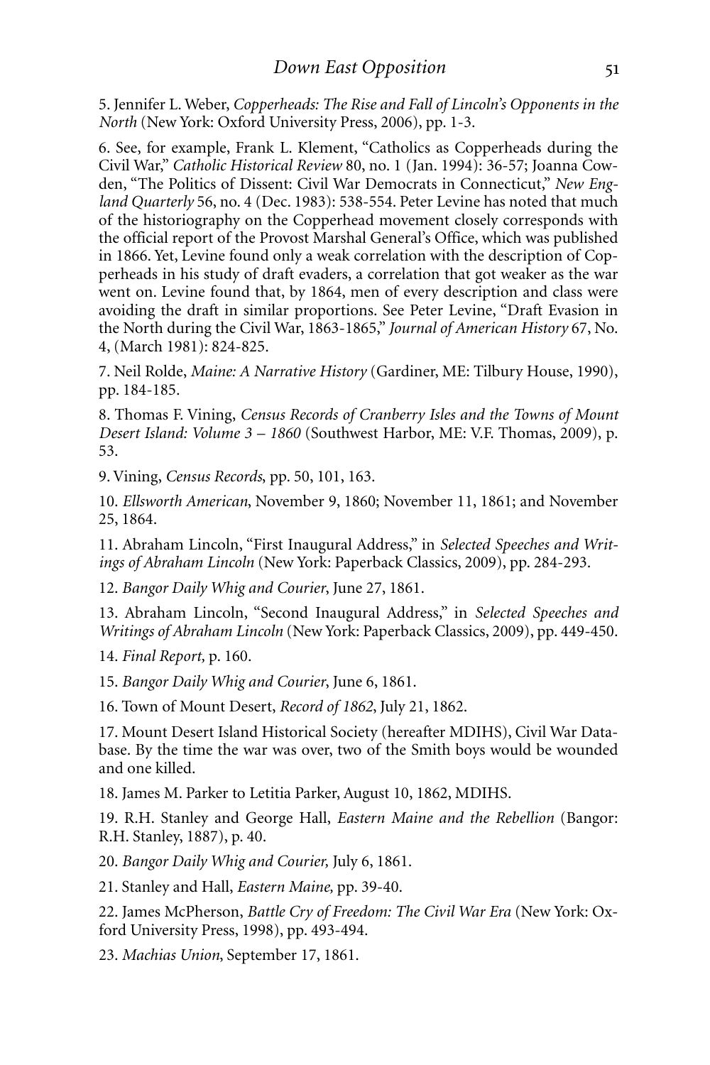5. Jennifer L. Weber, *Copperheads: The Rise and Fall of Lincoln's Opponents in the North* (New York: Oxford University Press, 2006), pp. 1-3.

6. See, for example, Frank L. Klement, "Catholics as Copperheads during the Civil War," *Catholic Historical Review* 80, no. 1 (Jan. 1994): 36-57; Joanna Cowden, "The Politics of Dissent: Civil War Democrats in Connecticut," *New England Quarterly* 56, no. 4 (Dec. 1983): 538-554. Peter Levine has noted that much of the historiography on the Copperhead movement closely corresponds with the official report of the Provost Marshal General's Office, which was published in 1866. Yet, Levine found only a weak correlation with the description of Copperheads in his study of draft evaders, a correlation that got weaker as the war went on. Levine found that, by 1864, men of every description and class were avoiding the draft in similar proportions. See Peter Levine, "Draft Evasion in the North during the Civil War, 1863-1865," *Journal of American History* 67, No. 4, (March 1981): 824-825.

7. Neil Rolde, *Maine: A Narrative History* (Gardiner, ME: Tilbury House, 1990), pp. 184-185.

8. Thomas F. Vining, *Census Records of Cranberry Isles and the Towns of Mount Desert Island: Volume 3 – 1860* (Southwest Harbor, ME: V.F. Thomas, 2009), p. 53.

9. Vining, *Census Records*, pp. 50, 101, 163.

10. *Ellsworth American*, November 9, 1860; November 11, 1861; and November 25, 1864.

11. Abraham Lincoln, "First Inaugural Address," in *Selected Speeches and Writings of Abraham Lincoln* (New York: Paperback Classics, 2009), pp. 284-293.

12. *Bangor Daily Whig and Courier*, June 27, 1861.

13. Abraham Lincoln, "Second Inaugural Address," in *Selected Speeches and Writings of Abraham Lincoln* (New York: Paperback Classics, 2009), pp. 449-450.

14. *Final Report,* p. 160.

15. *Bangor Daily Whig and Courier*, June 6, 1861.

16. Town of Mount Desert, *Record of 1862*, July 21, 1862.

17. Mount Desert Island Historical Society (hereafter MDIHS), Civil War Database. By the time the war was over, two of the Smith boys would be wounded and one killed.

18. James M. Parker to Letitia Parker, August 10, 1862, MDIHS.

19. R.H. Stanley and George Hall, *Eastern Maine and the Rebellion* (Bangor: R.H. Stanley, 1887), p. 40.

20. *Bangor Daily Whig and Courier,* July 6, 1861.

21. Stanley and Hall, *Eastern Maine,* pp. 39-40.

22. James McPherson, *Battle Cry of Freedom: The Civil War Era* (New York: Oxford University Press, 1998), pp. 493-494.

23. *Machias Union*, September 17, 1861.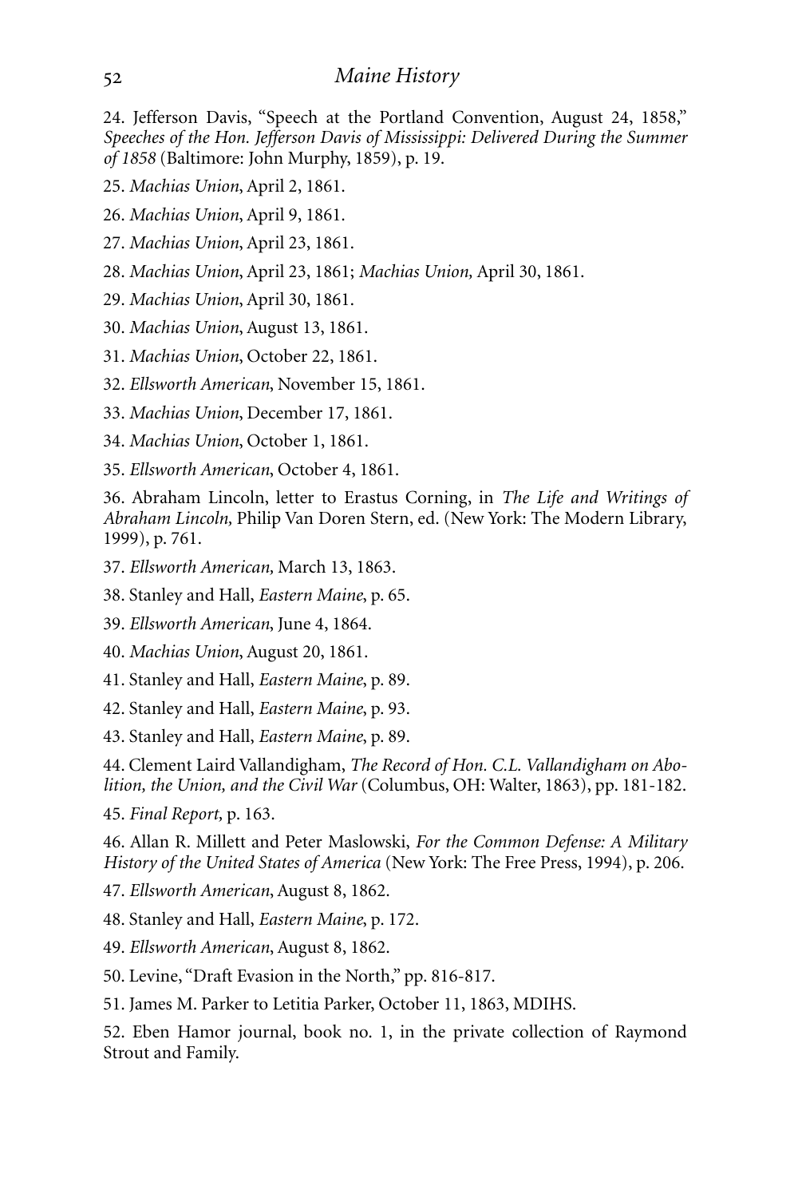24. Jefferson Davis, "Speech at the Portland Convention, August 24, 1858," *Speeches of the Hon. Jefferson Davis of Mississippi: Delivered During the Summer of 1858* (Baltimore: John Murphy, 1859), p. 19.

25. *Machias Union*, April 2, 1861.

26. *Machias Union*, April 9, 1861.

27. *Machias Union*, April 23, 1861.

28. *Machias Union*, April 23, 1861; *Machias Union,* April 30, 1861.

29. *Machias Union*, April 30, 1861.

30. *Machias Union*, August 13, 1861.

31. *Machias Union*, October 22, 1861.

32. *Ellsworth American*, November 15, 1861.

33. *Machias Union*, December 17, 1861.

34. *Machias Union*, October 1, 1861.

35. *Ellsworth American*, October 4, 1861.

36. Abraham Lincoln, letter to Erastus Corning, in *The Life and Writings of Abraham Lincoln,* Philip Van Doren Stern, ed. (New York: The Modern Library, 1999), p. 761.

37. *Ellsworth American,* March 13, 1863.

38. Stanley and Hall, *Eastern Maine*, p. 65.

39. *Ellsworth American*, June 4, 1864.

40. *Machias Union*, August 20, 1861.

41. Stanley and Hall, *Eastern Maine*, p. 89.

42. Stanley and Hall, *Eastern Maine*, p. 93.

43. Stanley and Hall, *Eastern Maine*, p. 89.

44. Clement Laird Vallandigham, *The Record of Hon. C.L. Vallandigham on Abolition, the Union, and the Civil War* (Columbus, OH: Walter, 1863), pp. 181-182.

45. *Final Report,* p. 163.

46. Allan R. Millett and Peter Maslowski, *For the Common Defense: A Military History of the United States of America* (New York: The Free Press, 1994), p. 206.

47. *Ellsworth American*, August 8, 1862.

48. Stanley and Hall, *Eastern Maine*, p. 172.

49. *Ellsworth American*, August 8, 1862.

50. Levine, "Draft Evasion in the North," pp. 816-817.

51. James M. Parker to Letitia Parker, October 11, 1863, MDIHS.

52. Eben Hamor journal, book no. 1, in the private collection of Raymond Strout and Family.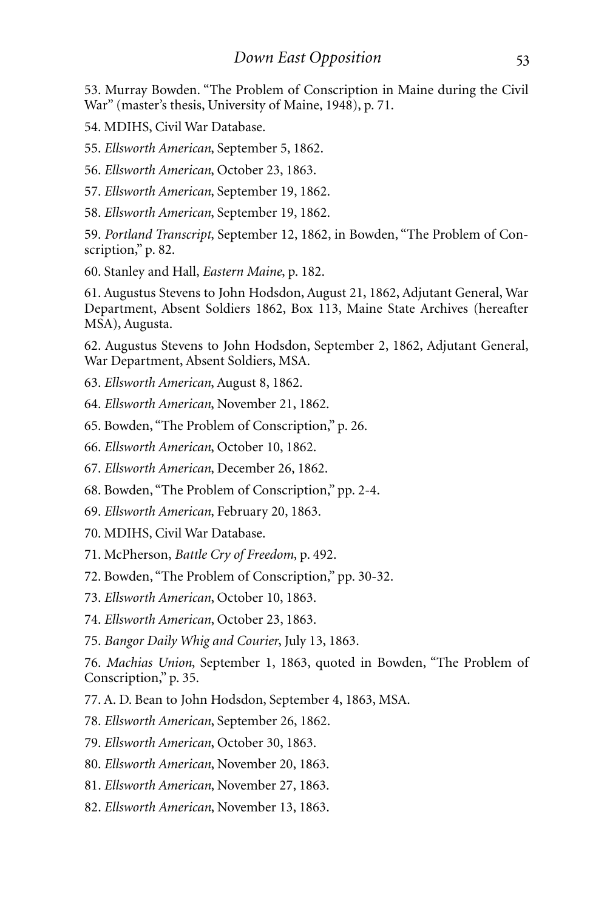53. Murray Bowden. "The Problem of Conscription in Maine during the Civil War" (master's thesis, University of Maine, 1948), p. 71.

54. MDIHS, Civil War Database.

55. *Ellsworth American*, September 5, 1862.

56. *Ellsworth American*, October 23, 1863.

57. *Ellsworth American*, September 19, 1862.

58. *Ellsworth American*, September 19, 1862.

59. *Portland Transcript*, September 12, 1862, in Bowden, "The Problem of Conscription," p. 82.

60. Stanley and Hall, *Eastern Maine*, p. 182.

61. Augustus Stevens to John Hodsdon, August 21, 1862, Adjutant General, War Department, Absent Soldiers 1862, Box 113, Maine State Archives (hereafter MSA), Augusta.

62. Augustus Stevens to John Hodsdon, September 2, 1862, Adjutant General, War Department, Absent Soldiers, MSA.

63. *Ellsworth American*, August 8, 1862.

64. *Ellsworth American*, November 21, 1862.

65. Bowden, "The Problem of Conscription," p. 26.

66. *Ellsworth American*, October 10, 1862.

67. *Ellsworth American*, December 26, 1862.

68. Bowden, "The Problem of Conscription," pp. 2-4.

69. *Ellsworth American*, February 20, 1863.

70. MDIHS, Civil War Database.

71. McPherson, *Battle Cry of Freedom*, p. 492.

72. Bowden, "The Problem of Conscription," pp. 30-32.

73. *Ellsworth American*, October 10, 1863.

74. *Ellsworth American*, October 23, 1863.

75. *Bangor Daily Whig and Courier*, July 13, 1863.

76. *Machias Union*, September 1, 1863, quoted in Bowden, "The Problem of Conscription," p. 35.

77. A. D. Bean to John Hodsdon, September 4, 1863, MSA.

78. *Ellsworth American*, September 26, 1862.

79. *Ellsworth American*, October 30, 1863.

80. *Ellsworth American*, November 20, 1863.

81. *Ellsworth American*, November 27, 1863.

82. *Ellsworth American*, November 13, 1863.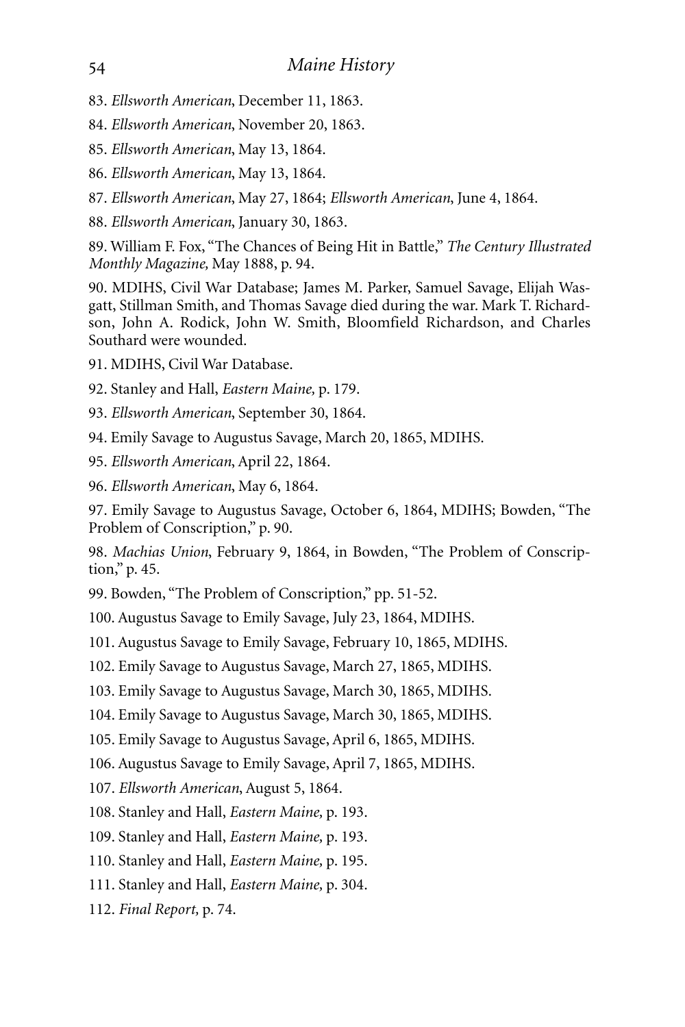83. *Ellsworth American*, December 11, 1863.

84. *Ellsworth American*, November 20, 1863.

85. *Ellsworth American*, May 13, 1864.

86. *Ellsworth American*, May 13, 1864.

87. *Ellsworth American*, May 27, 1864; *Ellsworth American*, June 4, 1864.

88. *Ellsworth American*, January 30, 1863.

89. William F. Fox, "The Chances of Being Hit in Battle," *The Century Illustrated Monthly Magazine,* May 1888, p. 94.

90. MDIHS, Civil War Database; James M. Parker, Samuel Savage, Elijah Wasgatt, Stillman Smith, and Thomas Savage died during the war. Mark T. Richardson, John A. Rodick, John W. Smith, Bloomfield Richardson, and Charles Southard were wounded.

91. MDIHS, Civil War Database.

92. Stanley and Hall, *Eastern Maine,* p. 179.

93. *Ellsworth American*, September 30, 1864.

94. Emily Savage to Augustus Savage, March 20, 1865, MDIHS.

95. *Ellsworth American*, April 22, 1864.

96. *Ellsworth American*, May 6, 1864.

97. Emily Savage to Augustus Savage, October 6, 1864, MDIHS; Bowden, "The Problem of Conscription," p. 90.

98. *Machias Union*, February 9, 1864, in Bowden, "The Problem of Conscription," p. 45.

99. Bowden, "The Problem of Conscription," pp. 51-52.

100. Augustus Savage to Emily Savage, July 23, 1864, MDIHS.

101. Augustus Savage to Emily Savage, February 10, 1865, MDIHS.

102. Emily Savage to Augustus Savage, March 27, 1865, MDIHS.

103. Emily Savage to Augustus Savage, March 30, 1865, MDIHS.

104. Emily Savage to Augustus Savage, March 30, 1865, MDIHS.

105. Emily Savage to Augustus Savage, April 6, 1865, MDIHS.

106. Augustus Savage to Emily Savage, April 7, 1865, MDIHS.

107. *Ellsworth American*, August 5, 1864.

108. Stanley and Hall, *Eastern Maine,* p. 193.

109. Stanley and Hall, *Eastern Maine,* p. 193.

110. Stanley and Hall, *Eastern Maine,* p. 195.

111. Stanley and Hall, *Eastern Maine,* p. 304.

112. *Final Report,* p. 74.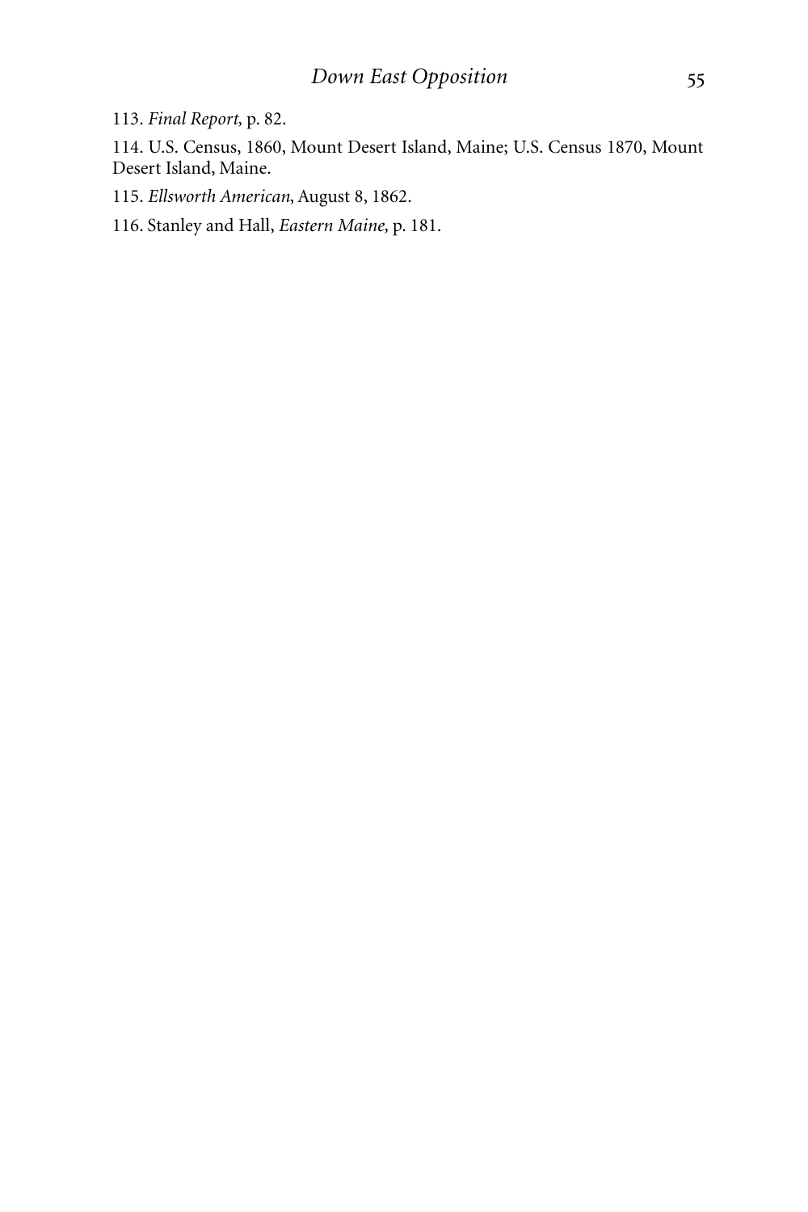113. *Final Report,* p. 82.

114. U.S. Census, 1860, Mount Desert Island, Maine; U.S. Census 1870, Mount Desert Island, Maine.

115. *Ellsworth American*, August 8, 1862.

116. Stanley and Hall, *Eastern Maine,* p. 181.